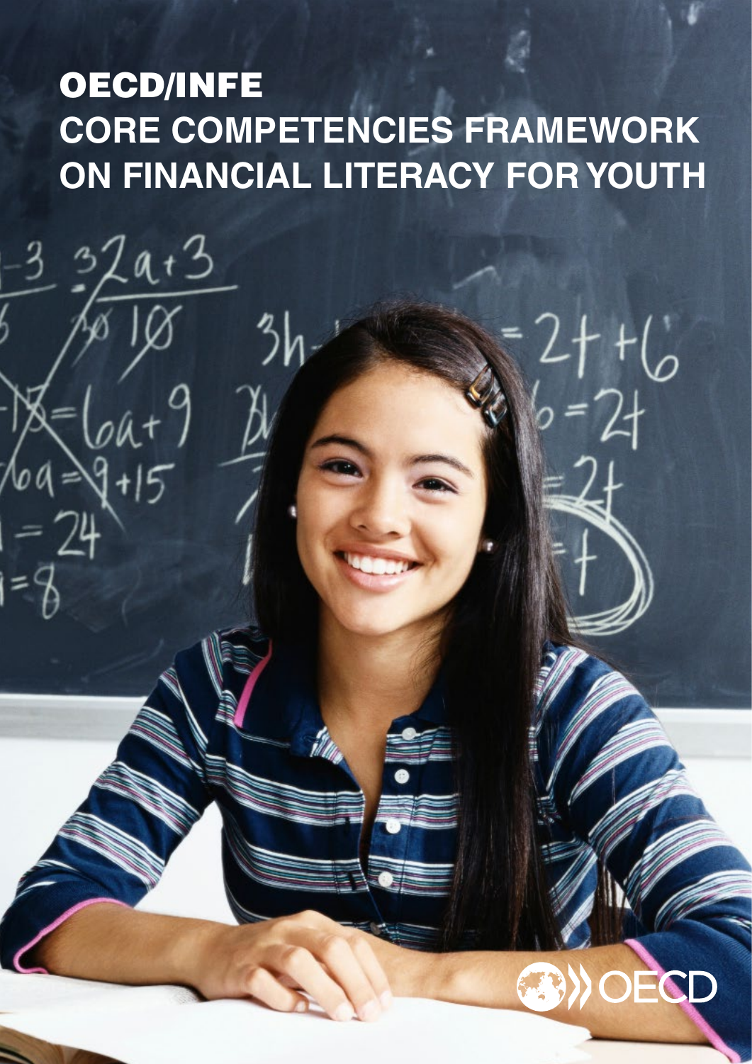# OECD/INFE
# CORE COMPETENCIES FRAMEWORK ON FINANCIAL LITERACY FOR YOUTH

OECD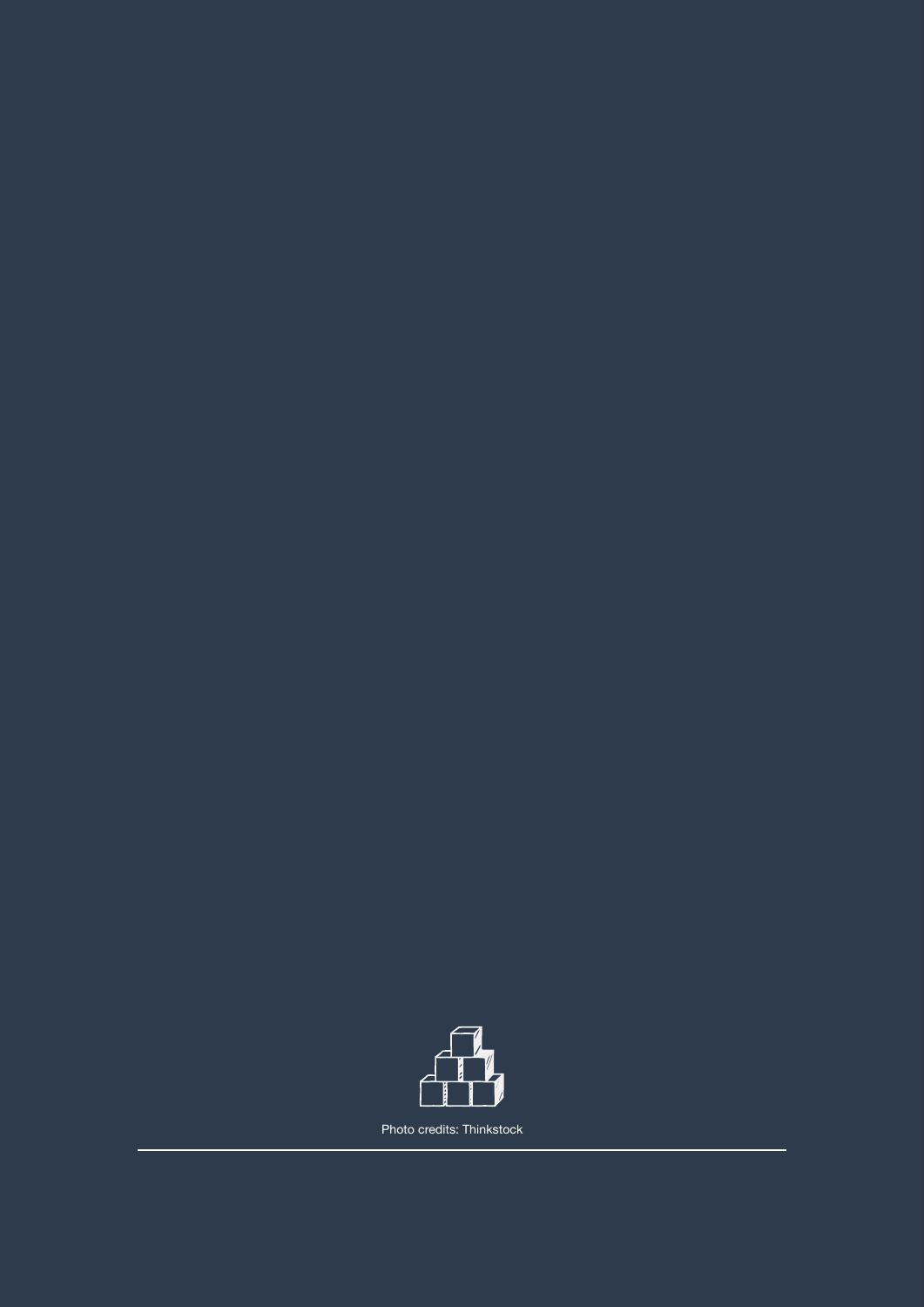Photo credits: Thinkstock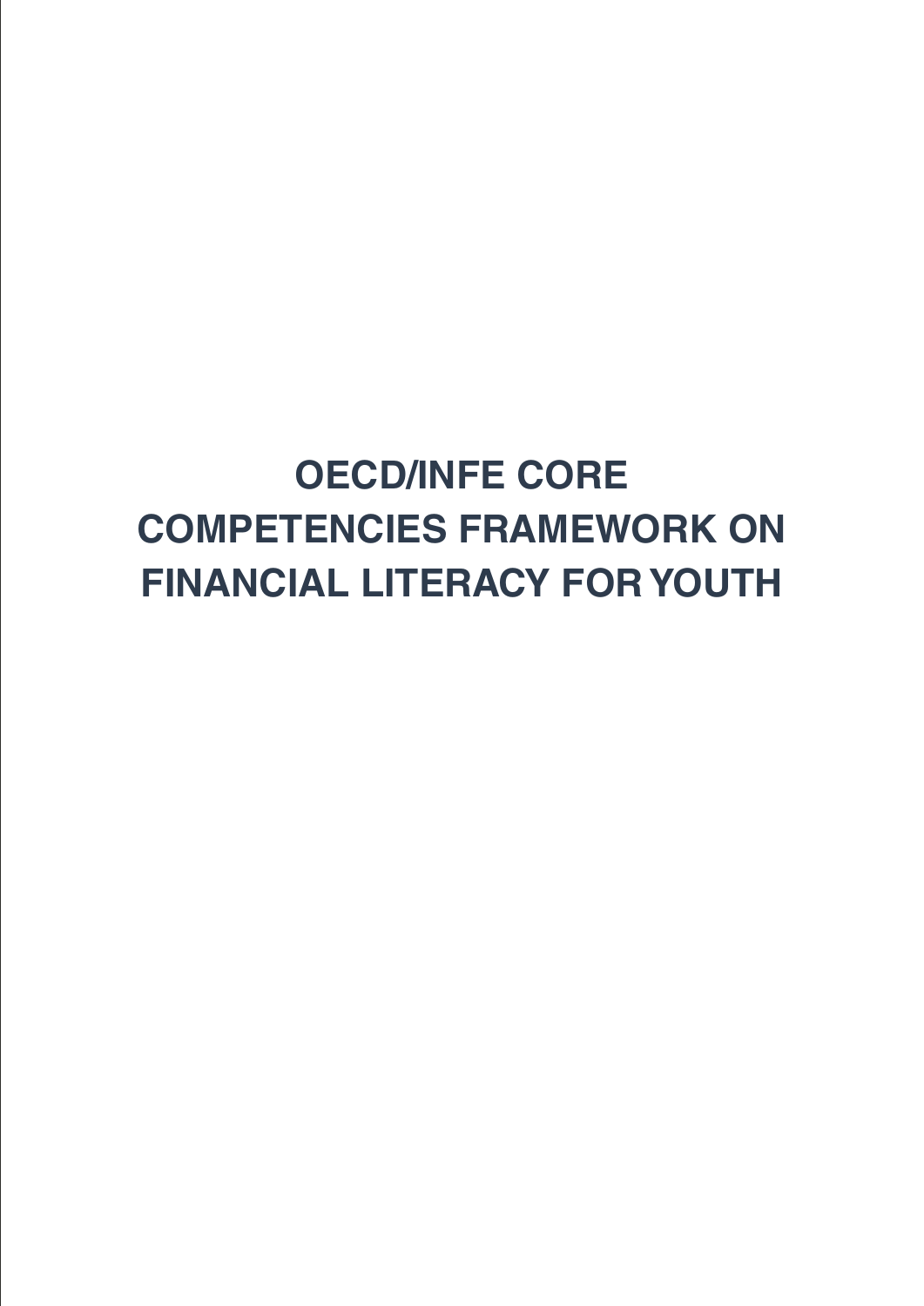# OECD/INFE CORE COMPETENCIES FRAMEWORK ON FINANCIAL LITERACY FOR YOUTH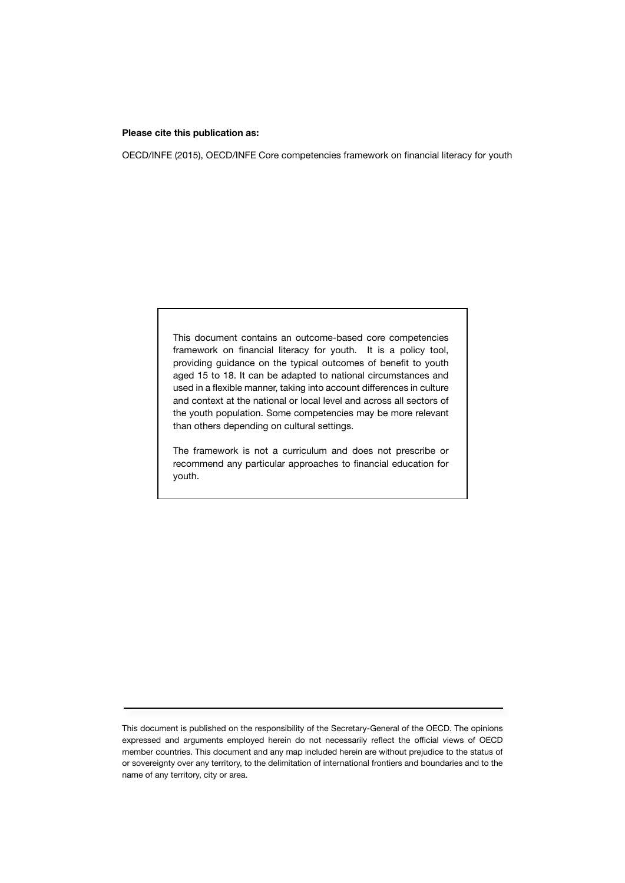**Please cite this publication as:**

OECD/INFE (2015), OECD/INFE Core competencies framework on financial literacy for youth

> This document contains an outcome-based core competencies framework on financial literacy for youth. It is a policy tool, providing guidance on the typical outcomes of benefit to youth aged 15 to 18. It can be adapted to national circumstances and used in a flexible manner, taking into account differences in culture and context at the national or local level and across all sectors of the youth population. Some competencies may be more relevant than others depending on cultural settings.
>
> The framework is not a curriculum and does not prescribe or recommend any particular approaches to financial education for youth.

---

This document is published on the responsibility of the Secretary-General of the OECD. The opinions expressed and arguments employed herein do not necessarily reflect the official views of OECD member countries. This document and any map included herein are without prejudice to the status of or sovereignty over any territory, to the delimitation of international frontiers and boundaries and to the name of any territory, city or area.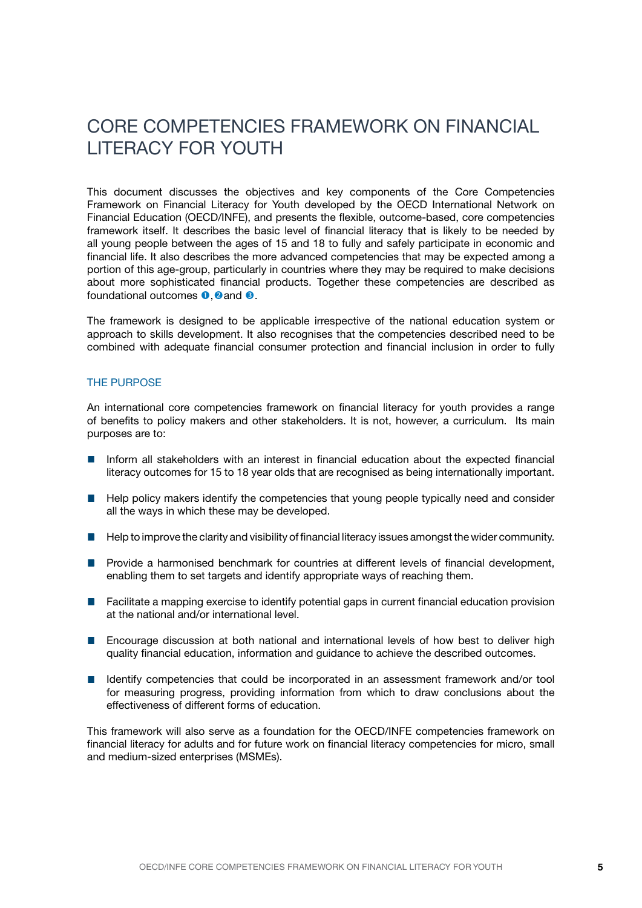# CORE COMPETENCIES FRAMEWORK ON FINANCIAL LITERACY FOR YOUTH

This document discusses the objectives and key components of the Core Competencies Framework on Financial Literacy for Youth developed by the OECD International Network on Financial Education (OECD/INFE), and presents the flexible, outcome-based, core competencies framework itself. It describes the basic level of financial literacy that is likely to be needed by all young people between the ages of 15 and 18 to fully and safely participate in economic and financial life. It also describes the more advanced competencies that may be expected among a portion of this age-group, particularly in countries where they may be required to make decisions about more sophisticated financial products. Together these competencies are described as foundational outcomes ❶, ❷ and ❸.

The framework is designed to be applicable irrespective of the national education system or approach to skills development. It also recognises that the competencies described need to be combined with adequate financial consumer protection and financial inclusion in order to fully

## THE PURPOSE

An international core competencies framework on financial literacy for youth provides a range of benefits to policy makers and other stakeholders. It is not, however, a curriculum. Its main purposes are to:

- Inform all stakeholders with an interest in financial education about the expected financial literacy outcomes for 15 to 18 year olds that are recognised as being internationally important.
- Help policy makers identify the competencies that young people typically need and consider all the ways in which these may be developed.
- Help to improve the clarity and visibility of financial literacy issues amongst the wider community.
- Provide a harmonised benchmark for countries at different levels of financial development, enabling them to set targets and identify appropriate ways of reaching them.
- Facilitate a mapping exercise to identify potential gaps in current financial education provision at the national and/or international level.
- Encourage discussion at both national and international levels of how best to deliver high quality financial education, information and guidance to achieve the described outcomes.
- Identify competencies that could be incorporated in an assessment framework and/or tool for measuring progress, providing information from which to draw conclusions about the effectiveness of different forms of education.

This framework will also serve as a foundation for the OECD/INFE competencies framework on financial literacy for adults and for future work on financial literacy competencies for micro, small and medium-sized enterprises (MSMEs).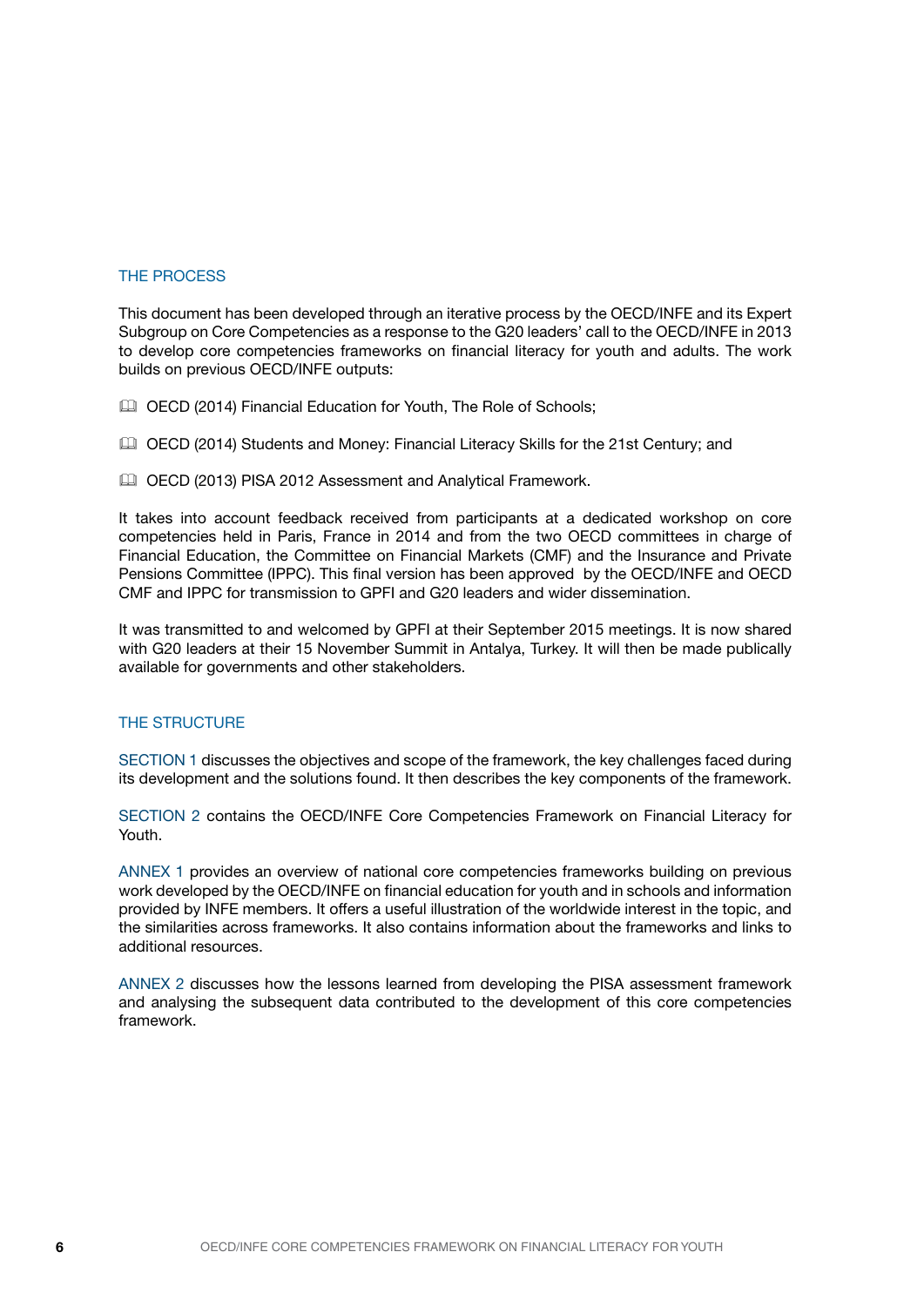## THE PROCESS

This document has been developed through an iterative process by the OECD/INFE and its Expert Subgroup on Core Competencies as a response to the G20 leaders' call to the OECD/INFE in 2013 to develop core competencies frameworks on financial literacy for youth and adults. The work builds on previous OECD/INFE outputs:

- OECD (2014) Financial Education for Youth, The Role of Schools;
- OECD (2014) Students and Money: Financial Literacy Skills for the 21st Century; and
- OECD (2013) PISA 2012 Assessment and Analytical Framework.

It takes into account feedback received from participants at a dedicated workshop on core competencies held in Paris, France in 2014 and from the two OECD committees in charge of Financial Education, the Committee on Financial Markets (CMF) and the Insurance and Private Pensions Committee (IPPC). This final version has been approved by the OECD/INFE and OECD CMF and IPPC for transmission to GPFI and G20 leaders and wider dissemination.

It was transmitted to and welcomed by GPFI at their September 2015 meetings. It is now shared with G20 leaders at their 15 November Summit in Antalya, Turkey. It will then be made publically available for governments and other stakeholders.

## THE STRUCTURE

SECTION 1 discusses the objectives and scope of the framework, the key challenges faced during its development and the solutions found. It then describes the key components of the framework.

SECTION 2 contains the OECD/INFE Core Competencies Framework on Financial Literacy for Youth.

ANNEX 1 provides an overview of national core competencies frameworks building on previous work developed by the OECD/INFE on financial education for youth and in schools and information provided by INFE members. It offers a useful illustration of the worldwide interest in the topic, and the similarities across frameworks. It also contains information about the frameworks and links to additional resources.

ANNEX 2 discusses how the lessons learned from developing the PISA assessment framework and analysing the subsequent data contributed to the development of this core competencies framework.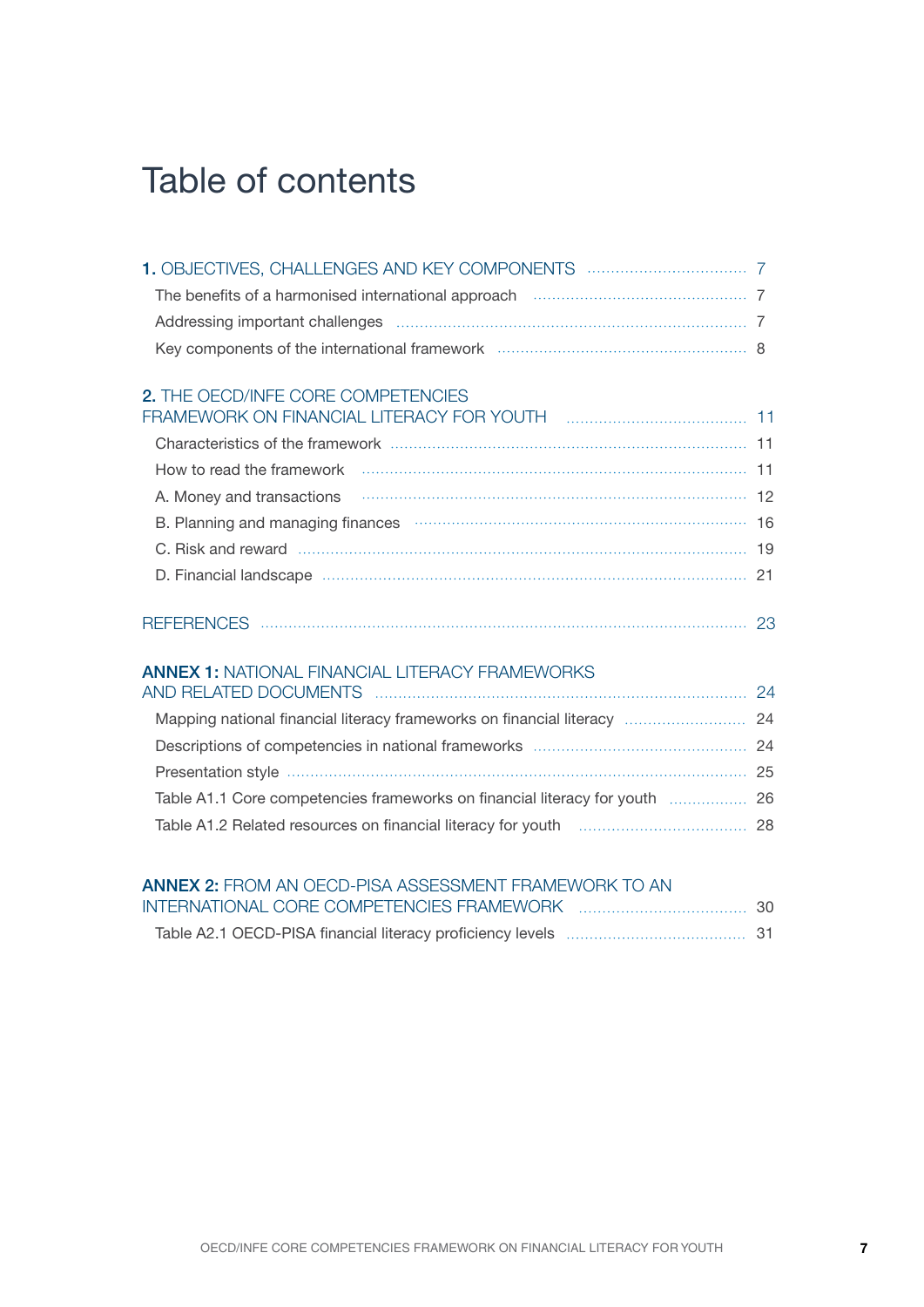# Table of contents

**1.** OBJECTIVES, CHALLENGES AND KEY COMPONENTS ..... 7

- The benefits of a harmonised international approach ..... 7
- Addressing important challenges ..... 7
- Key components of the international framework ..... 8

**2.** THE OECD/INFE CORE COMPETENCIES FRAMEWORK ON FINANCIAL LITERACY FOR YOUTH ..... 11

- Characteristics of the framework ..... 11
- How to read the framework ..... 11
- A. Money and transactions ..... 12
- B. Planning and managing finances ..... 16
- C. Risk and reward ..... 19
- D. Financial landscape ..... 21

REFERENCES ..... 23

**ANNEX 1:** NATIONAL FINANCIAL LITERACY FRAMEWORKS AND RELATED DOCUMENTS ..... 24

- Mapping national financial literacy frameworks on financial literacy ..... 24
- Descriptions of competencies in national frameworks ..... 24
- Presentation style ..... 25
- Table A1.1 Core competencies frameworks on financial literacy for youth ..... 26
- Table A1.2 Related resources on financial literacy for youth ..... 28

**ANNEX 2:** FROM AN OECD-PISA ASSESSMENT FRAMEWORK TO AN INTERNATIONAL CORE COMPETENCIES FRAMEWORK ..... 30

- Table A2.1 OECD-PISA financial literacy proficiency levels ..... 31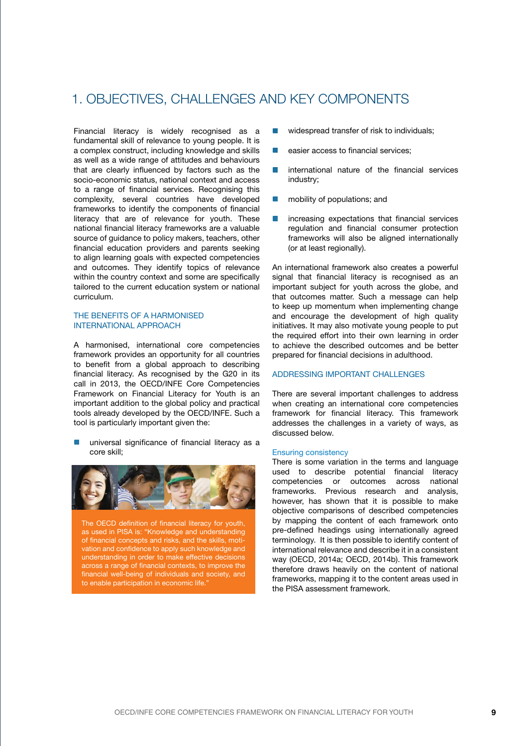# 1. OBJECTIVES, CHALLENGES AND KEY COMPONENTS

Financial literacy is widely recognised as a fundamental skill of relevance to young people. It is a complex construct, including knowledge and skills as well as a wide range of attitudes and behaviours that are clearly influenced by factors such as the socio-economic status, national context and access to a range of financial services. Recognising this complexity, several countries have developed frameworks to identify the components of financial literacy that are of relevance for youth. These national financial literacy frameworks are a valuable source of guidance to policy makers, teachers, other financial education providers and parents seeking to align learning goals with expected competencies and outcomes. They identify topics of relevance within the country context and some are specifically tailored to the current education system or national curriculum.

## THE BENEFITS OF A HARMONISED INTERNATIONAL APPROACH

A harmonised, international core competencies framework provides an opportunity for all countries to benefit from a global approach to describing financial literacy. As recognised by the G20 in its call in 2013, the OECD/INFE Core Competencies Framework on Financial Literacy for Youth is an important addition to the global policy and practical tools already developed by the OECD/INFE. Such a tool is particularly important given the:

- universal significance of financial literacy as a core skill;
- widespread transfer of risk to individuals;
- easier access to financial services;
- international nature of the financial services industry;
- mobility of populations; and
- increasing expectations that financial services regulation and financial consumer protection frameworks will also be aligned internationally (or at least regionally).

The OECD definition of financial literacy for youth, as used in PISA is: "Knowledge and understanding of financial concepts and risks, and the skills, motivation and confidence to apply such knowledge and understanding in order to make effective decisions across a range of financial contexts, to improve the financial well-being of individuals and society, and to enable participation in economic life."

An international framework also creates a powerful signal that financial literacy is recognised as an important subject for youth across the globe, and that outcomes matter. Such a message can help to keep up momentum when implementing change and encourage the development of high quality initiatives. It may also motivate young people to put the required effort into their own learning in order to achieve the described outcomes and be better prepared for financial decisions in adulthood.

## ADDRESSING IMPORTANT CHALLENGES

There are several important challenges to address when creating an international core competencies framework for financial literacy. This framework addresses the challenges in a variety of ways, as discussed below.

### Ensuring consistency

There is some variation in the terms and language used to describe potential financial literacy competencies or outcomes across national frameworks. Previous research and analysis, however, has shown that it is possible to make objective comparisons of described competencies by mapping the content of each framework onto pre-defined headings using internationally agreed terminology. It is then possible to identify content of international relevance and describe it in a consistent way (OECD, 2014a; OECD, 2014b). This framework therefore draws heavily on the content of national frameworks, mapping it to the content areas used in the PISA assessment framework.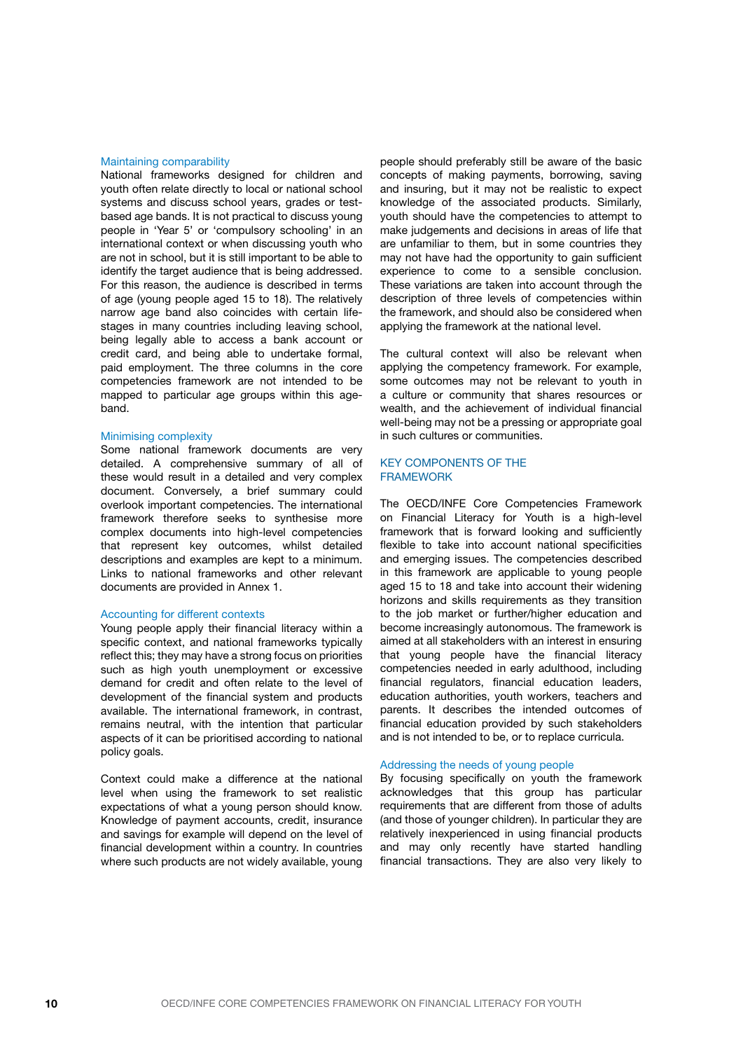### Maintaining comparability

National frameworks designed for children and youth often relate directly to local or national school systems and discuss school years, grades or test-based age bands. It is not practical to discuss young people in 'Year 5' or 'compulsory schooling' in an international context or when discussing youth who are not in school, but it is still important to be able to identify the target audience that is being addressed. For this reason, the audience is described in terms of age (young people aged 15 to 18). The relatively narrow age band also coincides with certain life-stages in many countries including leaving school, being legally able to access a bank account or credit card, and being able to undertake formal, paid employment. The three columns in the core competencies framework are not intended to be mapped to particular age groups within this age-band.

### Minimising complexity

Some national framework documents are very detailed. A comprehensive summary of all of these would result in a detailed and very complex document. Conversely, a brief summary could overlook important competencies. The international framework therefore seeks to synthesise more complex documents into high-level competencies that represent key outcomes, whilst detailed descriptions and examples are kept to a minimum. Links to national frameworks and other relevant documents are provided in Annex 1.

### Accounting for different contexts

Young people apply their financial literacy within a specific context, and national frameworks typically reflect this; they may have a strong focus on priorities such as high youth unemployment or excessive demand for credit and often relate to the level of development of the financial system and products available. The international framework, in contrast, remains neutral, with the intention that particular aspects of it can be prioritised according to national policy goals.

Context could make a difference at the national level when using the framework to set realistic expectations of what a young person should know. Knowledge of payment accounts, credit, insurance and savings for example will depend on the level of financial development within a country. In countries where such products are not widely available, young people should preferably still be aware of the basic concepts of making payments, borrowing, saving and insuring, but it may not be realistic to expect knowledge of the associated products. Similarly, youth should have the competencies to attempt to make judgements and decisions in areas of life that are unfamiliar to them, but in some countries they may not have had the opportunity to gain sufficient experience to come to a sensible conclusion. These variations are taken into account through the description of three levels of competencies within the framework, and should also be considered when applying the framework at the national level.

The cultural context will also be relevant when applying the competency framework. For example, some outcomes may not be relevant to youth in a culture or community that shares resources or wealth, and the achievement of individual financial well-being may not be a pressing or appropriate goal in such cultures or communities.

## KEY COMPONENTS OF THE FRAMEWORK

The OECD/INFE Core Competencies Framework on Financial Literacy for Youth is a high-level framework that is forward looking and sufficiently flexible to take into account national specificities and emerging issues. The competencies described in this framework are applicable to young people aged 15 to 18 and take into account their widening horizons and skills requirements as they transition to the job market or further/higher education and become increasingly autonomous. The framework is aimed at all stakeholders with an interest in ensuring that young people have the financial literacy competencies needed in early adulthood, including financial regulators, financial education leaders, education authorities, youth workers, teachers and parents. It describes the intended outcomes of financial education provided by such stakeholders and is not intended to be, or to replace curricula.

### Addressing the needs of young people

By focusing specifically on youth the framework acknowledges that this group has particular requirements that are different from those of adults (and those of younger children). In particular they are relatively inexperienced in using financial products and may only recently have started handling financial transactions. They are also very likely to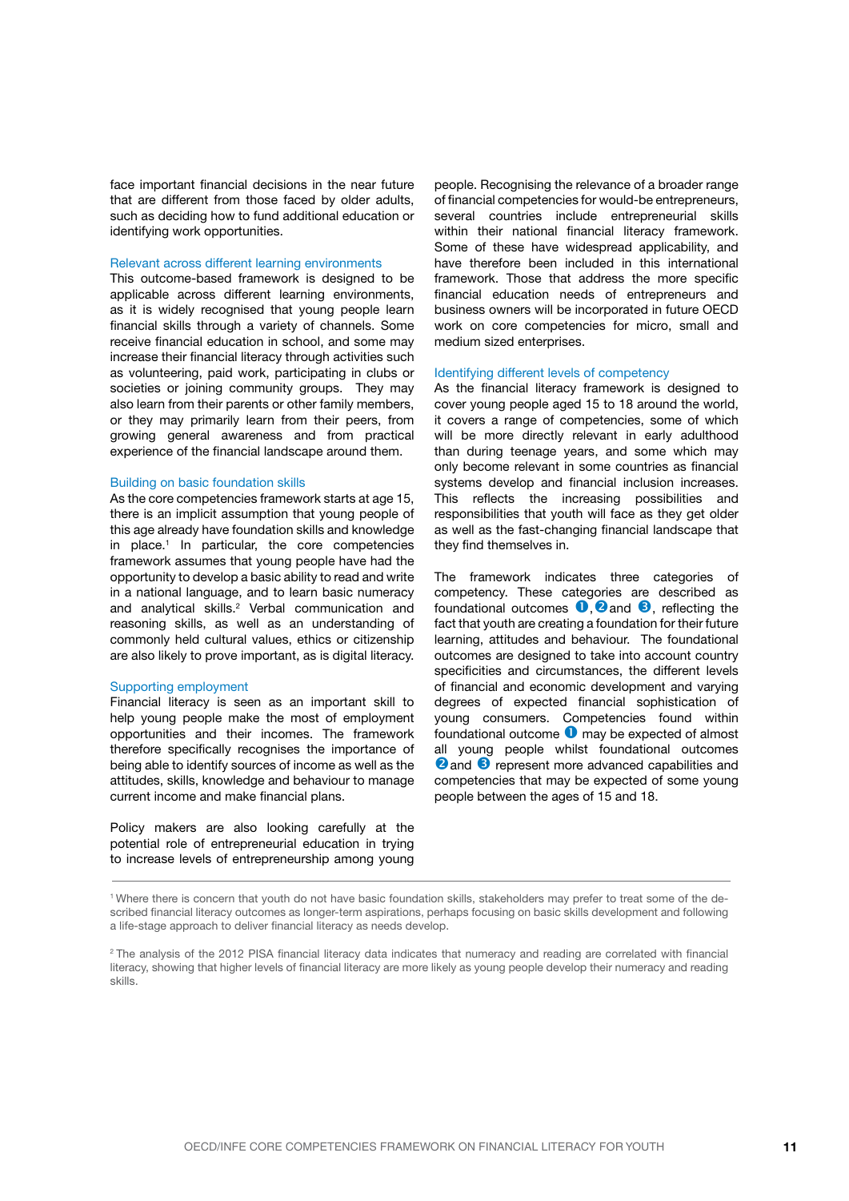face important financial decisions in the near future that are different from those faced by older adults, such as deciding how to fund additional education or identifying work opportunities.

### Relevant across different learning environments

This outcome-based framework is designed to be applicable across different learning environments, as it is widely recognised that young people learn financial skills through a variety of channels. Some receive financial education in school, and some may increase their financial literacy through activities such as volunteering, paid work, participating in clubs or societies or joining community groups. They may also learn from their parents or other family members, or they may primarily learn from their peers, from growing general awareness and from practical experience of the financial landscape around them.

### Building on basic foundation skills

As the core competencies framework starts at age 15, there is an implicit assumption that young people of this age already have foundation skills and knowledge in place.[1] In particular, the core competencies framework assumes that young people have had the opportunity to develop a basic ability to read and write in a national language, and to learn basic numeracy and analytical skills.[2] Verbal communication and reasoning skills, as well as an understanding of commonly held cultural values, ethics or citizenship are also likely to prove important, as is digital literacy.

### Supporting employment

Financial literacy is seen as an important skill to help young people make the most of employment opportunities and their incomes. The framework therefore specifically recognises the importance of being able to identify sources of income as well as the attitudes, skills, knowledge and behaviour to manage current income and make financial plans.

Policy makers are also looking carefully at the potential role of entrepreneurial education in trying to increase levels of entrepreneurship among young people. Recognising the relevance of a broader range of financial competencies for would-be entrepreneurs, several countries include entrepreneurial skills within their national financial literacy framework. Some of these have widespread applicability, and have therefore been included in this international framework. Those that address the more specific financial education needs of entrepreneurs and business owners will be incorporated in future OECD work on core competencies for micro, small and medium sized enterprises.

### Identifying different levels of competency

As the financial literacy framework is designed to cover young people aged 15 to 18 around the world, it covers a range of competencies, some of which will be more directly relevant in early adulthood than during teenage years, and some which may only become relevant in some countries as financial systems develop and financial inclusion increases. This reflects the increasing possibilities and responsibilities that youth will face as they get older as well as the fast-changing financial landscape that they find themselves in.

The framework indicates three categories of competency. These categories are described as foundational outcomes ❶, ❷ and ❸, reflecting the fact that youth are creating a foundation for their future learning, attitudes and behaviour. The foundational outcomes are designed to take into account country specificities and circumstances, the different levels of financial and economic development and varying degrees of expected financial sophistication of young consumers. Competencies found within foundational outcome ❶ may be expected of almost all young people whilst foundational outcomes ❷ and ❸ represent more advanced capabilities and competencies that may be expected of some young people between the ages of 15 and 18.

---

[1] Where there is concern that youth do not have basic foundation skills, stakeholders may prefer to treat some of the described financial literacy outcomes as longer-term aspirations, perhaps focusing on basic skills development and following a life-stage approach to deliver financial literacy as needs develop.

[2] The analysis of the 2012 PISA financial literacy data indicates that numeracy and reading are correlated with financial literacy, showing that higher levels of financial literacy are more likely as young people develop their numeracy and reading skills.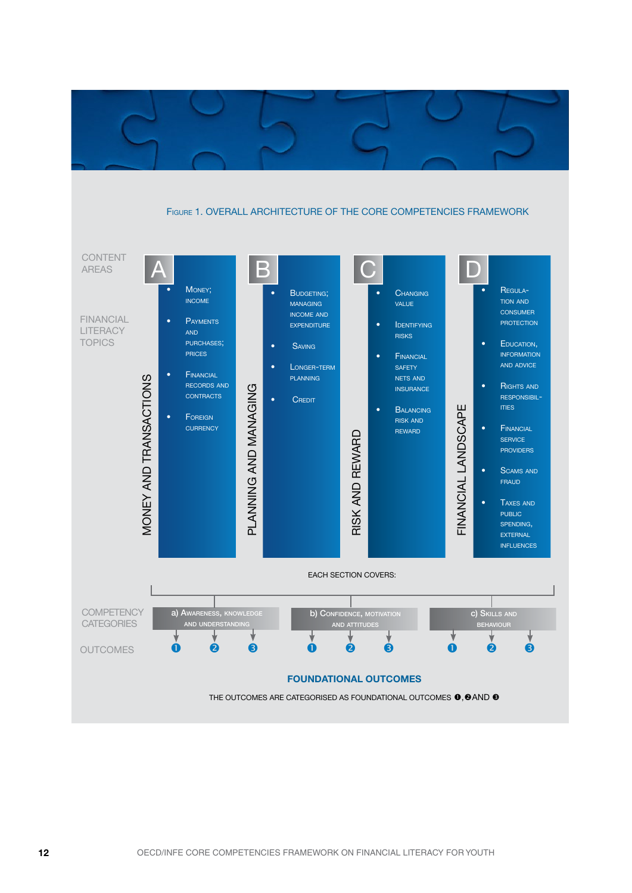**Figure 1. OVERALL ARCHITECTURE OF THE CORE COMPETENCIES FRAMEWORK**

| CONTENT AREAS | A — MONEY AND TRANSACTIONS | B — PLANNING AND MANAGING | C — RISK AND REWARD | D — FINANCIAL LANDSCAPE |
|---|---|---|---|---|
| FINANCIAL LITERACY TOPICS | • Money; income<br>• Payments and purchases; prices<br>• Financial records and contracts<br>• Foreign currency | • Budgeting; managing income and expenditure<br>• Saving<br>• Longer-term planning<br>• Credit | • Changing value<br>• Identifying risks<br>• Financial safety nets and insurance<br>• Balancing risk and reward | • Regulation and consumer protection<br>• Education, information and advice<br>• Rights and responsibilities<br>• Financial service providers<br>• Scams and fraud<br>• Taxes and public spending, external influences |

EACH SECTION COVERS:

| COMPETENCY CATEGORIES | a) Awareness, knowledge and understanding | b) Confidence, motivation and attitudes | c) Skills and behaviour |
|---|---|---|---|
| OUTCOMES | ❶ ❷ ❸ | ❶ ❷ ❸ | ❶ ❷ ❸ |

**FOUNDATIONAL OUTCOMES**

THE OUTCOMES ARE CATEGORISED AS FOUNDATIONAL OUTCOMES ❶, ❷ AND ❸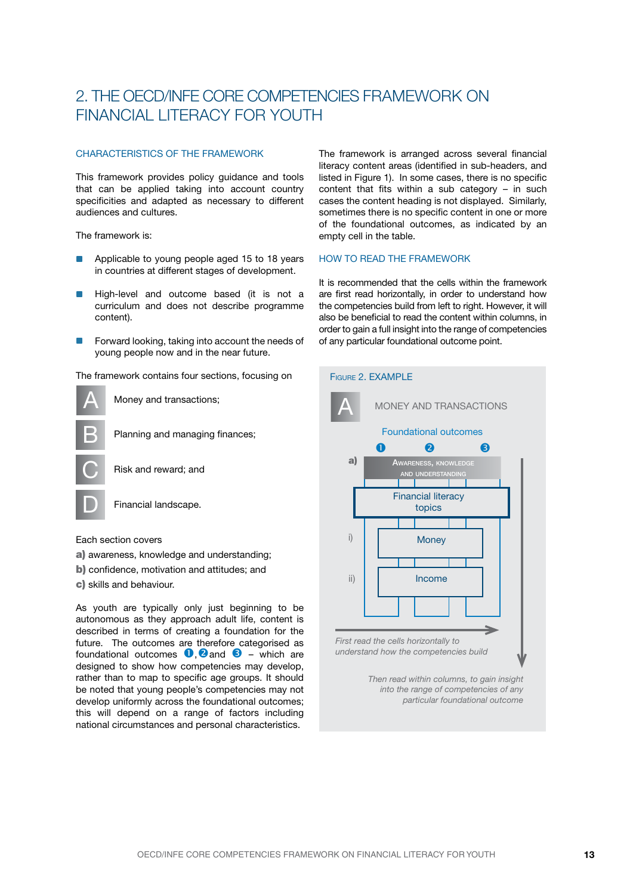# 2. THE OECD/INFE CORE COMPETENCIES FRAMEWORK ON FINANCIAL LITERACY FOR YOUTH

## CHARACTERISTICS OF THE FRAMEWORK

This framework provides policy guidance and tools that can be applied taking into account country specificities and adapted as necessary to different audiences and cultures.

The framework is:

- Applicable to young people aged 15 to 18 years in countries at different stages of development.
- High-level and outcome based (it is not a curriculum and does not describe programme content).
- Forward looking, taking into account the needs of young people now and in the near future.

The framework contains four sections, focusing on

- **A** Money and transactions;
- **B** Planning and managing finances;
- **C** Risk and reward; and
- **D** Financial landscape.

Each section covers

**a)** awareness, knowledge and understanding;
**b)** confidence, motivation and attitudes; and
**c)** skills and behaviour.

As youth are typically only just beginning to be autonomous as they approach adult life, content is described in terms of creating a foundation for the future. The outcomes are therefore categorised as foundational outcomes ❶, ❷ and ❸ – which are designed to show how competencies may develop, rather than to map to specific age groups. It should be noted that young people's competencies may not develop uniformly across the foundational outcomes; this will depend on a range of factors including national circumstances and personal characteristics.

The framework is arranged across several financial literacy content areas (identified in sub-headers, and listed in Figure 1). In some cases, there is no specific content that fits within a sub category – in such cases the content heading is not displayed. Similarly, sometimes there is no specific content in one or more of the foundational outcomes, as indicated by an empty cell in the table.

## HOW TO READ THE FRAMEWORK

It is recommended that the cells within the framework are first read horizontally, in order to understand how the competencies build from left to right. However, it will also be beneficial to read the content within columns, in order to gain a full insight into the range of competencies of any particular foundational outcome point.

Figure 2. EXAMPLE

A MONEY AND TRANSACTIONS

Foundational outcomes ❶ ❷ ❸

a) Awareness, knowledge and understanding

Financial literacy topics

i) Money

ii) Income

*First read the cells horizontally to understand how the competencies build*

*Then read within columns, to gain insight into the range of competencies of any particular foundational outcome*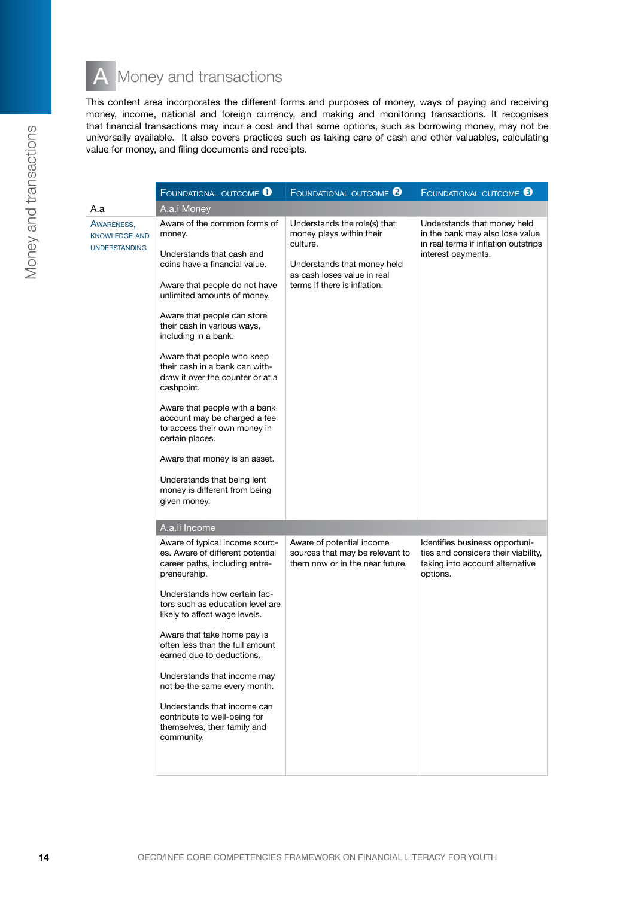# A Money and transactions

This content area incorporates the different forms and purposes of money, ways of paying and receiving money, income, national and foreign currency, and making and monitoring transactions. It recognises that financial transactions may incur a cost and that some options, such as borrowing money, may not be universally available. It also covers practices such as taking care of cash and other valuables, calculating value for money, and filing documents and receipts.

| A.a | Foundational outcome 1 | Foundational outcome 2 | Foundational outcome 3 |
|---|---|---|---|
| | **A.a.i Money** | | |
| Awareness, knowledge and understanding | Aware of the common forms of money.<br><br>Understands that cash and coins have a financial value.<br><br>Aware that people do not have unlimited amounts of money.<br><br>Aware that people can store their cash in various ways, including in a bank.<br><br>Aware that people who keep their cash in a bank can withdraw it over the counter or at a cashpoint.<br><br>Aware that people with a bank account may be charged a fee to access their own money in certain places.<br><br>Aware that money is an asset.<br><br>Understands that being lent money is different from being given money. | Understands the role(s) that money plays within their culture.<br><br>Understands that money held as cash loses value in real terms if there is inflation. | Understands that money held in the bank may also lose value in real terms if inflation outstrips interest payments. |
| | **A.a.ii Income** | | |
| | Aware of typical income sources. Aware of different potential career paths, including entrepreneurship.<br><br>Understands how certain factors such as education level are likely to affect wage levels.<br><br>Aware that take home pay is often less than the full amount earned due to deductions.<br><br>Understands that income may not be the same every month.<br><br>Understands that income can contribute to well-being for themselves, their family and community. | Aware of potential income sources that may be relevant to them now or in the near future. | Identifies business opportunities and considers their viability, taking into account alternative options. |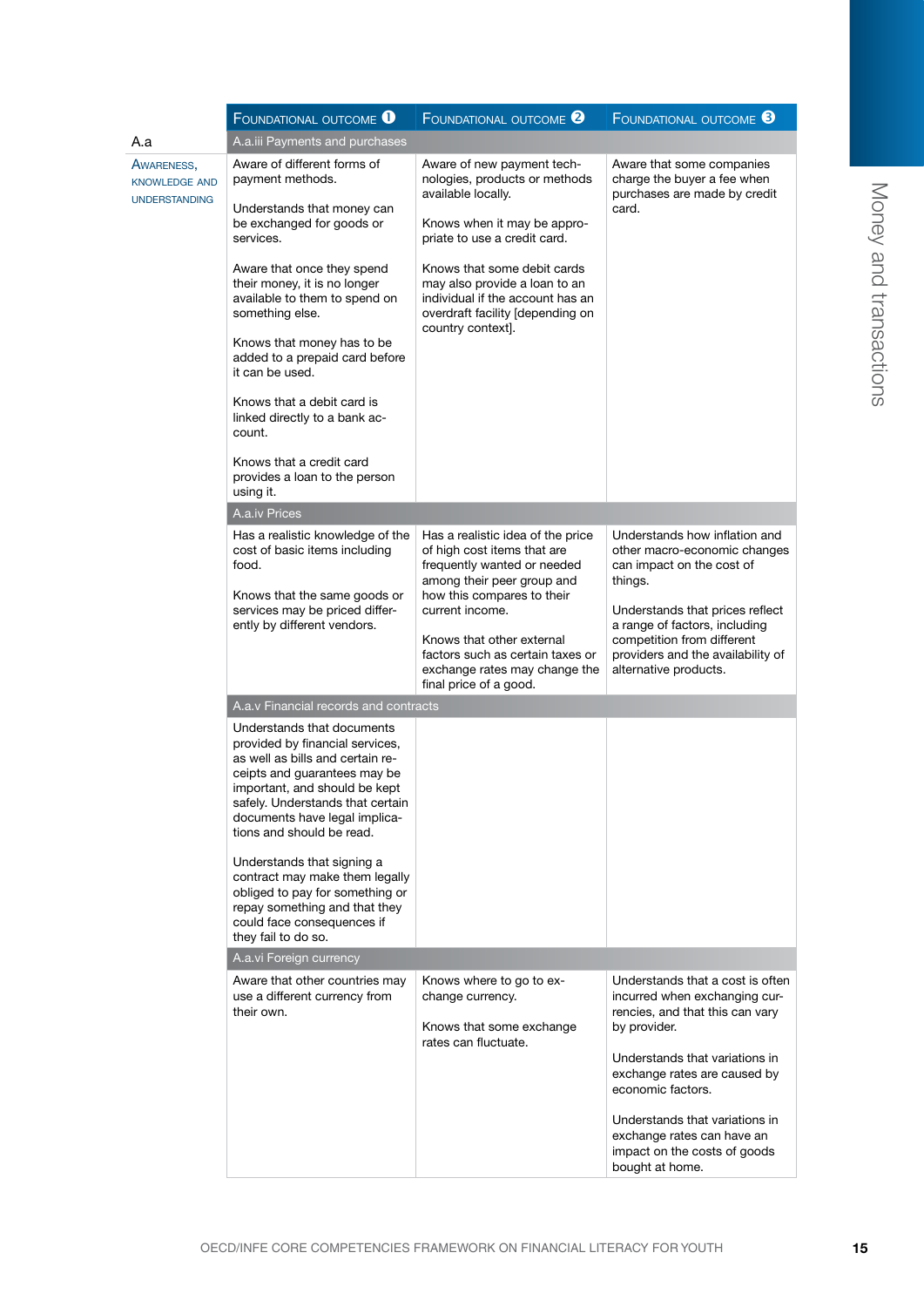## A.a Awareness, knowledge and understanding

| Foundational outcome 1 | Foundational outcome 2 | Foundational outcome 3 |
|---|---|---|
| **A.a.iii Payments and purchases** | | |
| Aware of different forms of payment methods.<br><br>Understands that money can be exchanged for goods or services.<br><br>Aware that once they spend their money, it is no longer available to them to spend on something else.<br><br>Knows that money has to be added to a prepaid card before it can be used.<br><br>Knows that a debit card is linked directly to a bank account.<br><br>Knows that a credit card provides a loan to the person using it. | Aware of new payment technologies, products or methods available locally.<br><br>Knows when it may be appropriate to use a credit card.<br><br>Knows that some debit cards may also provide a loan to an individual if the account has an overdraft facility [depending on country context]. | Aware that some companies charge the buyer a fee when purchases are made by credit card. |
| **A.a.iv Prices** | | |
| Has a realistic knowledge of the cost of basic items including food.<br><br>Knows that the same goods or services may be priced differently by different vendors. | Has a realistic idea of the price of high cost items that are frequently wanted or needed among their peer group and how this compares to their current income.<br><br>Knows that other external factors such as certain taxes or exchange rates may change the final price of a good. | Understands how inflation and other macro-economic changes can impact on the cost of things.<br><br>Understands that prices reflect a range of factors, including competition from different providers and the availability of alternative products. |
| **A.a.v Financial records and contracts** | | |
| Understands that documents provided by financial services, as well as bills and certain receipts and guarantees may be important, and should be kept safely. Understands that certain documents have legal implications and should be read.<br><br>Understands that signing a contract may make them legally obliged to pay for something or repay something and that they could face consequences if they fail to do so. | | |
| **A.a.vi Foreign currency** | | |
| Aware that other countries may use a different currency from their own. | Knows where to go to exchange currency.<br><br>Knows that some exchange rates can fluctuate. | Understands that a cost is often incurred when exchanging currencies, and that this can vary by provider.<br><br>Understands that variations in exchange rates are caused by economic factors.<br><br>Understands that variations in exchange rates can have an impact on the costs of goods bought at home. |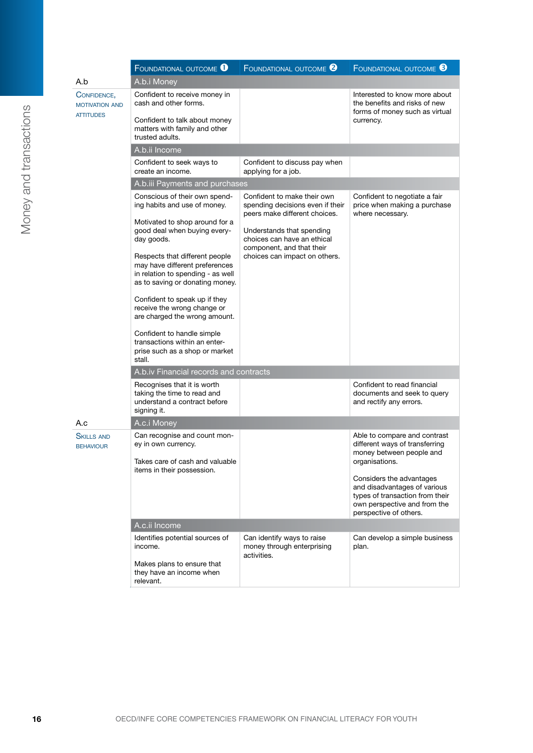| | Foundational outcome 1 | Foundational outcome 2 | Foundational outcome 3 |
|---|---|---|---|
| **A.b** | **A.b.i Money** | | |
| Confidence, motivation and attitudes | Confident to receive money in cash and other forms.<br><br>Confident to talk about money matters with family and other trusted adults. | | Interested to know more about the benefits and risks of new forms of money such as virtual currency. |
| | **A.b.ii Income** | | |
| | Confident to seek ways to create an income. | Confident to discuss pay when applying for a job. | |
| | **A.b.iii Payments and purchases** | | |
| | Conscious of their own spending habits and use of money.<br><br>Motivated to shop around for a good deal when buying everyday goods.<br><br>Respects that different people may have different preferences in relation to spending - as well as to saving or donating money.<br><br>Confident to speak up if they receive the wrong change or are charged the wrong amount.<br><br>Confident to handle simple transactions within an enterprise such as a shop or market stall. | Confident to make their own spending decisions even if their peers make different choices.<br><br>Understands that spending choices can have an ethical component, and that their choices can impact on others. | Confident to negotiate a fair price when making a purchase where necessary. |
| | **A.b.iv Financial records and contracts** | | |
| | Recognises that it is worth taking the time to read and understand a contract before signing it. | | Confident to read financial documents and seek to query and rectify any errors. |
| **A.c** | **A.c.i Money** | | |
| Skills and behaviour | Can recognise and count money in own currency.<br><br>Takes care of cash and valuable items in their possession. | | Able to compare and contrast different ways of transferring money between people and organisations.<br><br>Considers the advantages and disadvantages of various types of transaction from their own perspective and from the perspective of others. |
| | **A.c.ii Income** | | |
| | Identifies potential sources of income.<br><br>Makes plans to ensure that they have an income when relevant. | Can identify ways to raise money through enterprising activities. | Can develop a simple business plan. |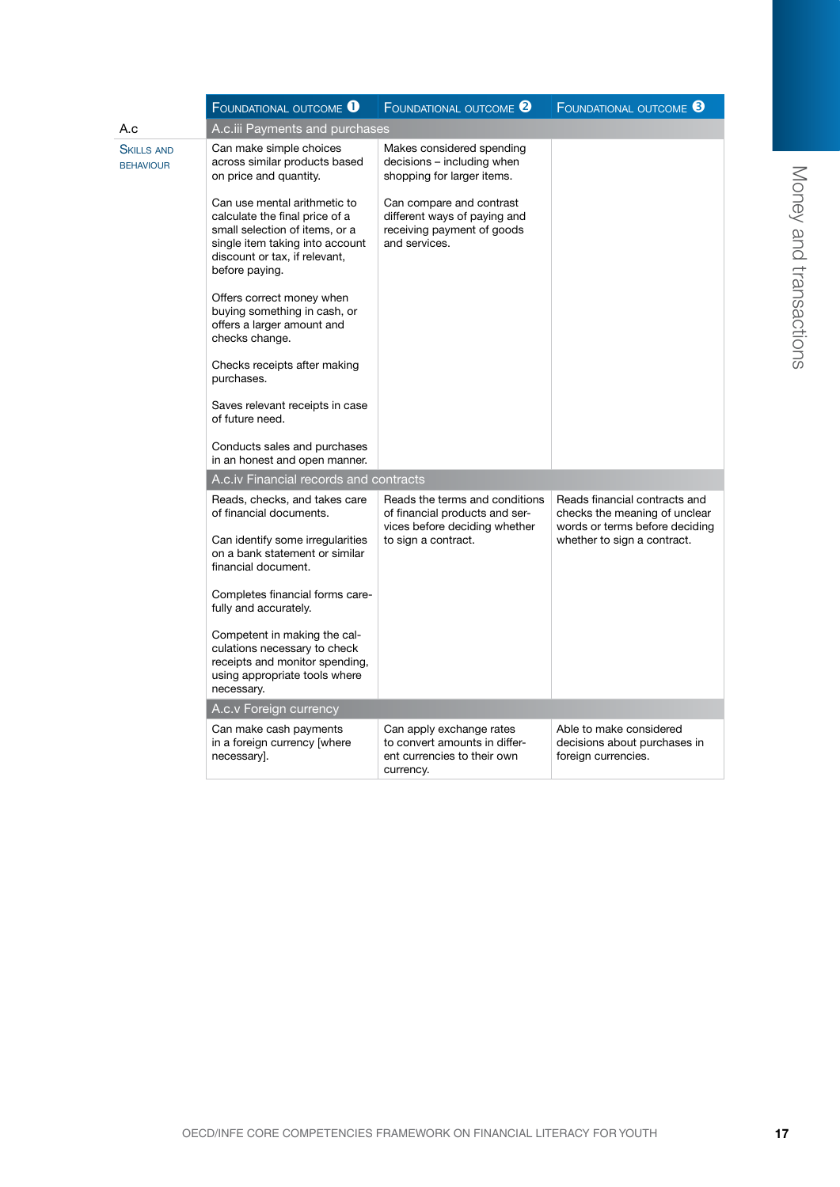A.c

Skills and behaviour

| Foundational outcome 1 | Foundational outcome 2 | Foundational outcome 3 |
|---|---|---|
| **A.c.iii Payments and purchases** | | |
| Can make simple choices across similar products based on price and quantity.<br><br>Can use mental arithmetic to calculate the final price of a small selection of items, or a single item taking into account discount or tax, if relevant, before paying.<br><br>Offers correct money when buying something in cash, or offers a larger amount and checks change.<br><br>Checks receipts after making purchases.<br><br>Saves relevant receipts in case of future need.<br><br>Conducts sales and purchases in an honest and open manner. | Makes considered spending decisions – including when shopping for larger items.<br><br>Can compare and contrast different ways of paying and receiving payment of goods and services. | |
| **A.c.iv Financial records and contracts** | | |
| Reads, checks, and takes care of financial documents.<br><br>Can identify some irregularities on a bank statement or similar financial document.<br><br>Completes financial forms carefully and accurately.<br><br>Competent in making the calculations necessary to check receipts and monitor spending, using appropriate tools where necessary. | Reads the terms and conditions of financial products and services before deciding whether to sign a contract. | Reads financial contracts and checks the meaning of unclear words or terms before deciding whether to sign a contract. |
| **A.c.v Foreign currency** | | |
| Can make cash payments in a foreign currency [where necessary]. | Can apply exchange rates to convert amounts in different currencies to their own currency. | Able to make considered decisions about purchases in foreign currencies. |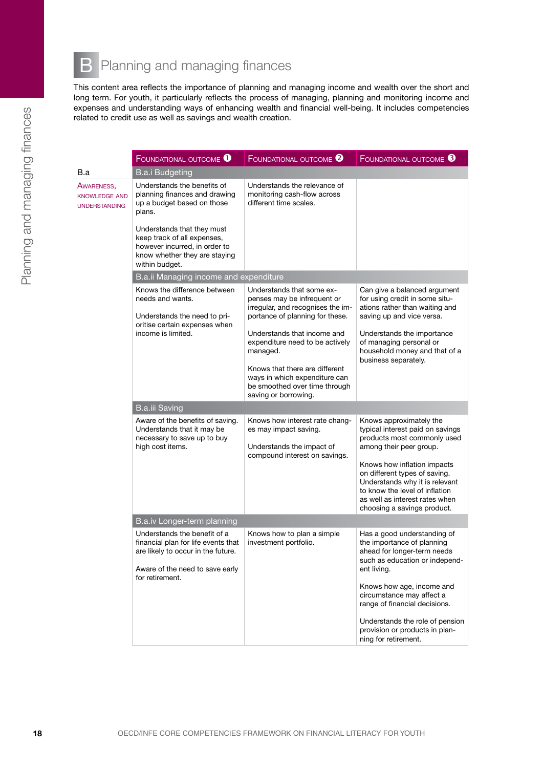# B Planning and managing finances

This content area reflects the importance of planning and managing income and wealth over the short and long term. For youth, it particularly reflects the process of managing, planning and monitoring income and expenses and understanding ways of enhancing wealth and financial well-being. It includes competencies related to credit use as well as savings and wealth creation.

| | Foundational outcome 1 | Foundational outcome 2 | Foundational outcome 3 |
|---|---|---|---|
| **B.a** | **B.a.i Budgeting** | | |
| Awareness, knowledge and understanding | Understands the benefits of planning finances and drawing up a budget based on those plans.<br><br>Understands that they must keep track of all expenses, however incurred, in order to know whether they are staying within budget. | Understands the relevance of monitoring cash-flow across different time scales. | |
| | **B.a.ii Managing income and expenditure** | | |
| | Knows the difference between needs and wants.<br><br>Understands the need to prioritise certain expenses when income is limited. | Understands that some expenses may be infrequent or irregular, and recognises the importance of planning for these.<br><br>Understands that income and expenditure need to be actively managed.<br><br>Knows that there are different ways in which expenditure can be smoothed over time through saving or borrowing. | Can give a balanced argument for using credit in some situations rather than waiting and saving up and vice versa.<br><br>Understands the importance of managing personal or household money and that of a business separately. |
| | **B.a.iii Saving** | | |
| | Aware of the benefits of saving. Understands that it may be necessary to save up to buy high cost items. | Knows how interest rate changes may impact saving.<br><br>Understands the impact of compound interest on savings. | Knows approximately the typical interest paid on savings products most commonly used among their peer group.<br><br>Knows how inflation impacts on different types of saving. Understands why it is relevant to know the level of inflation as well as interest rates when choosing a savings product. |
| | **B.a.iv Longer-term planning** | | |
| | Understands the benefit of a financial plan for life events that are likely to occur in the future.<br><br>Aware of the need to save early for retirement. | Knows how to plan a simple investment portfolio. | Has a good understanding of the importance of planning ahead for longer-term needs such as education or independent living.<br><br>Knows how age, income and circumstance may affect a range of financial decisions.<br><br>Understands the role of pension provision or products in planning for retirement. |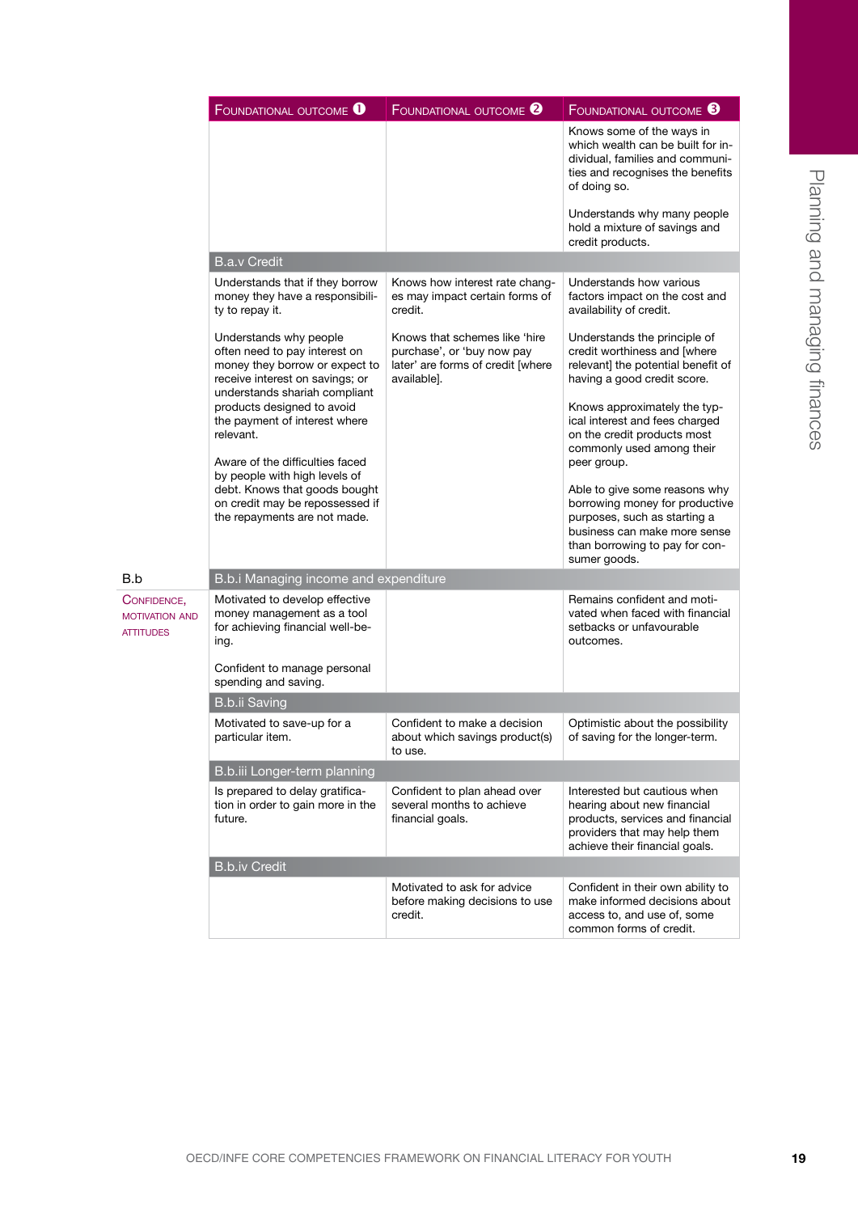| | Foundational outcome ❶ | Foundational outcome ❷ | Foundational outcome ❸ |
|---|---|---|---|
| | | | Knows some of the ways in which wealth can be built for individual, families and communities and recognises the benefits of doing so.<br><br>Understands why many people hold a mixture of savings and credit products. |
| | **B.a.v Credit** | | |
| | Understands that if they borrow money they have a responsibility to repay it.<br><br>Understands why people often need to pay interest on money they borrow or expect to receive interest on savings; or understands shariah compliant products designed to avoid the payment of interest where relevant.<br><br>Aware of the difficulties faced by people with high levels of debt. Knows that goods bought on credit may be repossessed if the repayments are not made. | Knows how interest rate changes may impact certain forms of credit.<br><br>Knows that schemes like 'hire purchase', or 'buy now pay later' are forms of credit [where available]. | Understands how various factors impact on the cost and availability of credit.<br><br>Understands the principle of credit worthiness and [where relevant] the potential benefit of having a good credit score.<br><br>Knows approximately the typical interest and fees charged on the credit products most commonly used among their peer group.<br><br>Able to give some reasons why borrowing money for productive purposes, such as starting a business can make more sense than borrowing to pay for consumer goods. |
| **B.b** Confidence, motivation and attitudes | **B.b.i Managing income and expenditure** | | |
| | Motivated to develop effective money management as a tool for achieving financial well-being.<br><br>Confident to manage personal spending and saving. | | Remains confident and motivated when faced with financial setbacks or unfavourable outcomes. |
| | **B.b.ii Saving** | | |
| | Motivated to save-up for a particular item. | Confident to make a decision about which savings product(s) to use. | Optimistic about the possibility of saving for the longer-term. |
| | **B.b.iii Longer-term planning** | | |
| | Is prepared to delay gratification in order to gain more in the future. | Confident to plan ahead over several months to achieve financial goals. | Interested but cautious when hearing about new financial products, services and financial providers that may help them achieve their financial goals. |
| | **B.b.iv Credit** | | |
| | | Motivated to ask for advice before making decisions to use credit. | Confident in their own ability to make informed decisions about access to, and use of, some common forms of credit. |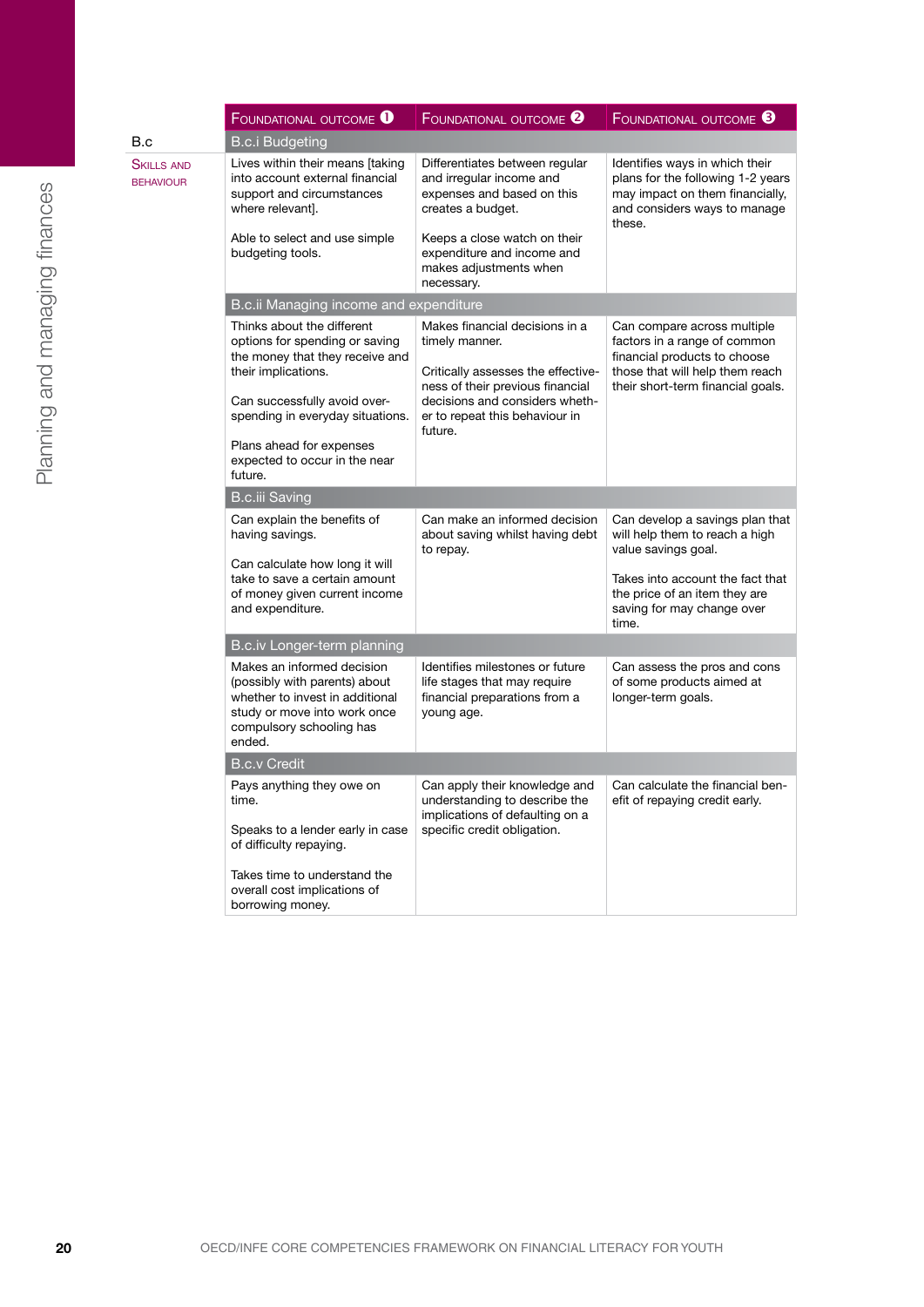## B.c Skills and behaviour

| Foundational outcome 1 | Foundational outcome 2 | Foundational outcome 3 |
|---|---|---|
| **B.c.i Budgeting** | | |
| Lives within their means [taking into account external financial support and circumstances where relevant].<br><br>Able to select and use simple budgeting tools. | Differentiates between regular and irregular income and expenses and based on this creates a budget.<br><br>Keeps a close watch on their expenditure and income and makes adjustments when necessary. | Identifies ways in which their plans for the following 1-2 years may impact on them financially, and considers ways to manage these. |
| **B.c.ii Managing income and expenditure** | | |
| Thinks about the different options for spending or saving the money that they receive and their implications.<br><br>Can successfully avoid over-spending in everyday situations.<br><br>Plans ahead for expenses expected to occur in the near future. | Makes financial decisions in a timely manner.<br><br>Critically assesses the effectiveness of their previous financial decisions and considers whether to repeat this behaviour in future. | Can compare across multiple factors in a range of common financial products to choose those that will help them reach their short-term financial goals. |
| **B.c.iii Saving** | | |
| Can explain the benefits of having savings.<br><br>Can calculate how long it will take to save a certain amount of money given current income and expenditure. | Can make an informed decision about saving whilst having debt to repay. | Can develop a savings plan that will help them to reach a high value savings goal.<br><br>Takes into account the fact that the price of an item they are saving for may change over time. |
| **B.c.iv Longer-term planning** | | |
| Makes an informed decision (possibly with parents) about whether to invest in additional study or move into work once compulsory schooling has ended. | Identifies milestones or future life stages that may require financial preparations from a young age. | Can assess the pros and cons of some products aimed at longer-term goals. |
| **B.c.v Credit** | | |
| Pays anything they owe on time.<br><br>Speaks to a lender early in case of difficulty repaying.<br><br>Takes time to understand the overall cost implications of borrowing money. | Can apply their knowledge and understanding to describe the implications of defaulting on a specific credit obligation. | Can calculate the financial benefit of repaying credit early. |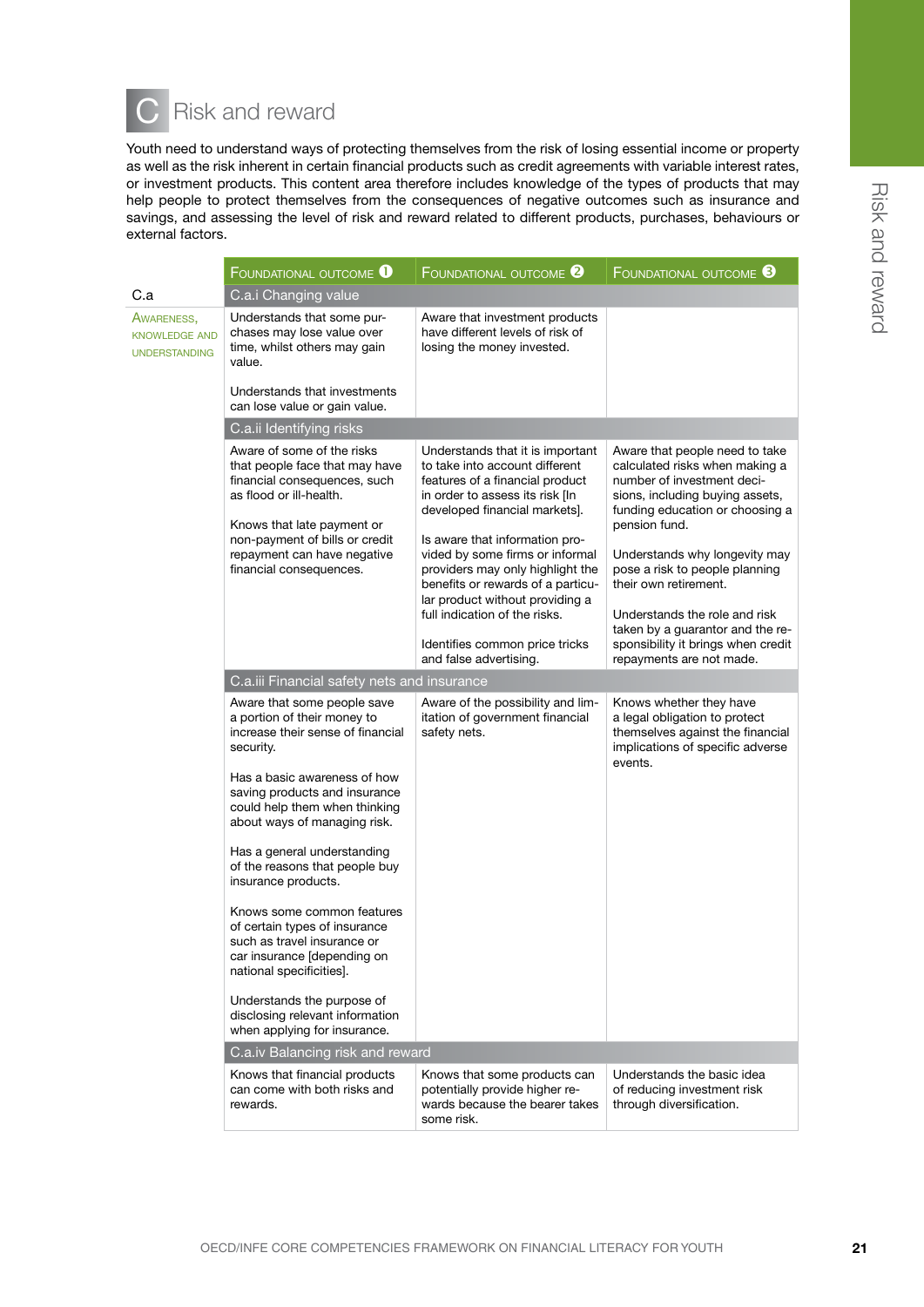# C Risk and reward

Youth need to understand ways of protecting themselves from the risk of losing essential income or property as well as the risk inherent in certain financial products such as credit agreements with variable interest rates, or investment products. This content area therefore includes knowledge of the types of products that may help people to protect themselves from the consequences of negative outcomes such as insurance and savings, and assessing the level of risk and reward related to different products, purchases, behaviours or external factors.

| | Foundational outcome 1 | Foundational outcome 2 | Foundational outcome 3 |
|---|---|---|---|
| C.a | **C.a.i Changing value** | | |
| Awareness, knowledge and understanding | Understands that some purchases may lose value over time, whilst others may gain value.<br><br>Understands that investments can lose value or gain value. | Aware that investment products have different levels of risk of losing the money invested. | |
| | **C.a.ii Identifying risks** | | |
| | Aware of some of the risks that people face that may have financial consequences, such as flood or ill-health.<br><br>Knows that late payment or non-payment of bills or credit repayment can have negative financial consequences. | Understands that it is important to take into account different features of a financial product in order to assess its risk [In developed financial markets].<br><br>Is aware that information provided by some firms or informal providers may only highlight the benefits or rewards of a particular product without providing a full indication of the risks.<br><br>Identifies common price tricks and false advertising. | Aware that people need to take calculated risks when making a number of investment decisions, including buying assets, funding education or choosing a pension fund.<br><br>Understands why longevity may pose a risk to people planning their own retirement.<br><br>Understands the role and risk taken by a guarantor and the responsibility it brings when credit repayments are not made. |
| | **C.a.iii Financial safety nets and insurance** | | |
| | Aware that some people save a portion of their money to increase their sense of financial security.<br><br>Has a basic awareness of how saving products and insurance could help them when thinking about ways of managing risk.<br><br>Has a general understanding of the reasons that people buy insurance products.<br><br>Knows some common features of certain types of insurance such as travel insurance or car insurance [depending on national specificities].<br><br>Understands the purpose of disclosing relevant information when applying for insurance. | Aware of the possibility and limitation of government financial safety nets. | Knows whether they have a legal obligation to protect themselves against the financial implications of specific adverse events. |
| | **C.a.iv Balancing risk and reward** | | |
| | Knows that financial products can come with both risks and rewards. | Knows that some products can potentially provide higher rewards because the bearer takes some risk. | Understands the basic idea of reducing investment risk through diversification. |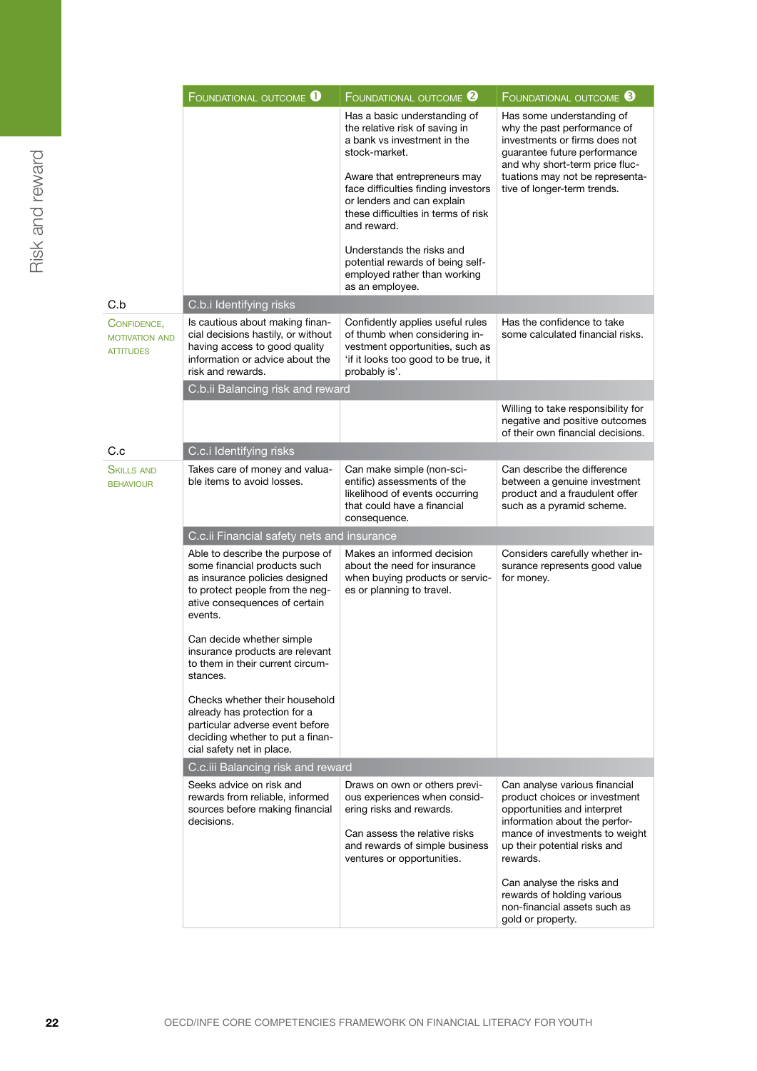| | Foundational outcome 1 | Foundational outcome 2 | Foundational outcome 3 |
|---|---|---|---|
| | | Has a basic understanding of the relative risk of saving in a bank vs investment in the stock-market.<br><br>Aware that entrepreneurs may face difficulties finding investors or lenders and can explain these difficulties in terms of risk and reward.<br><br>Understands the risks and potential rewards of being self-employed rather than working as an employee. | Has some understanding of why the past performance of investments or firms does not guarantee future performance and why short-term price fluctuations may not be representative of longer-term trends. |
| **C.b** Confidence, motivation and attitudes | C.b.i Identifying risks | | |
| | Is cautious about making financial decisions hastily, or without having access to good quality information or advice about the risk and rewards. | Confidently applies useful rules of thumb when considering investment opportunities, such as 'if it looks too good to be true, it probably is'. | Has the confidence to take some calculated financial risks. |
| | C.b.ii Balancing risk and reward | | |
| | | | Willing to take responsibility for negative and positive outcomes of their own financial decisions. |
| **C.c** Skills and behaviour | C.c.i Identifying risks | | |
| | Takes care of money and valuable items to avoid losses. | Can make simple (non-scientific) assessments of the likelihood of events occurring that could have a financial consequence. | Can describe the difference between a genuine investment product and a fraudulent offer such as a pyramid scheme. |
| | C.c.ii Financial safety nets and insurance | | |
| | Able to describe the purpose of some financial products such as insurance policies designed to protect people from the negative consequences of certain events.<br><br>Can decide whether simple insurance products are relevant to them in their current circumstances.<br><br>Checks whether their household already has protection for a particular adverse event before deciding whether to put a financial safety net in place. | Makes an informed decision about the need for insurance when buying products or services or planning to travel. | Considers carefully whether insurance represents good value for money. |
| | C.c.iii Balancing risk and reward | | |
| | Seeks advice on risk and rewards from reliable, informed sources before making financial decisions. | Draws on own or others previous experiences when considering risks and rewards.<br><br>Can assess the relative risks and rewards of simple business ventures or opportunities. | Can analyse various financial product choices or investment opportunities and interpret information about the performance of investments to weight up their potential risks and rewards.<br><br>Can analyse the risks and rewards of holding various non-financial assets such as gold or property. |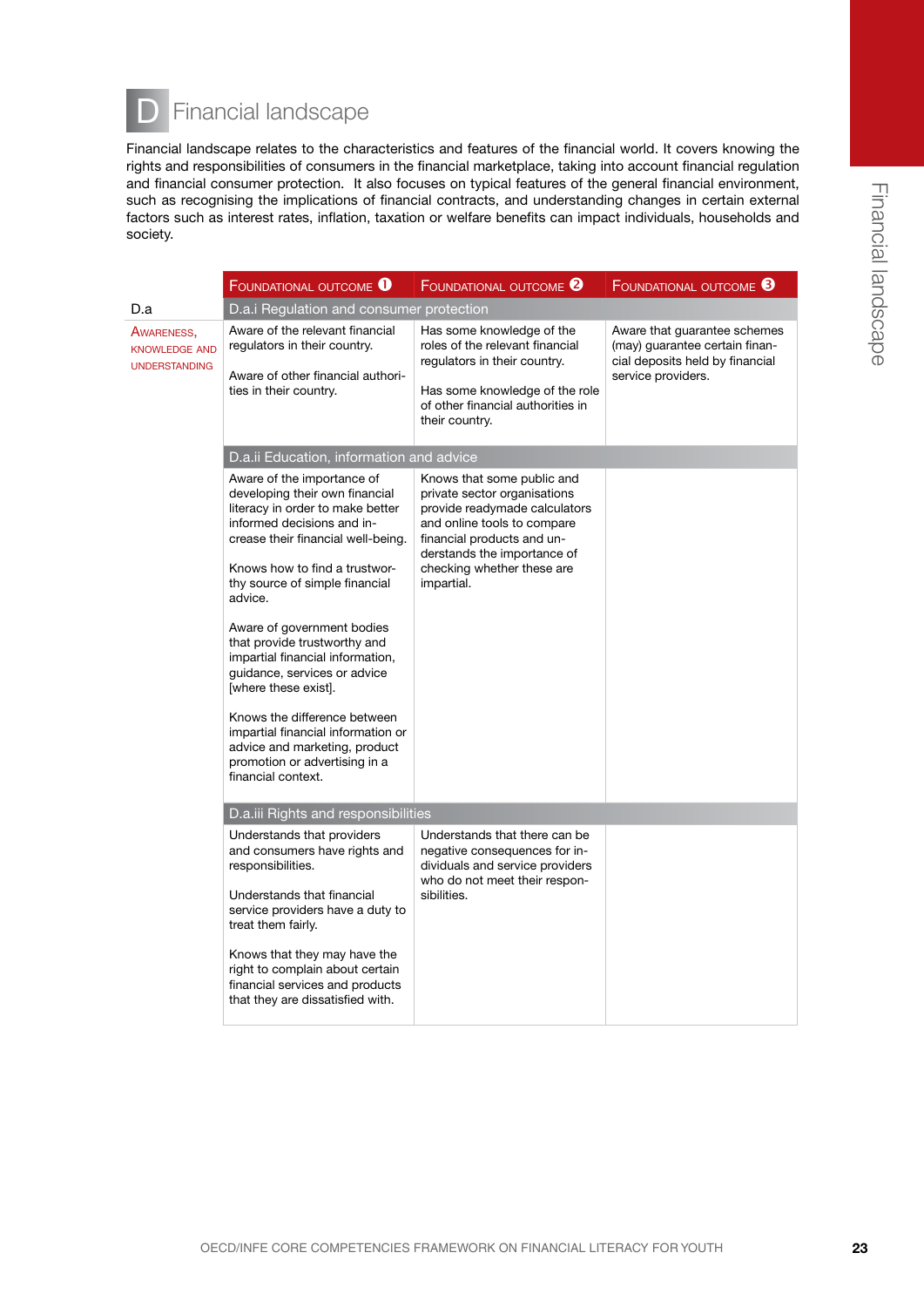# D Financial landscape

Financial landscape relates to the characteristics and features of the financial world. It covers knowing the rights and responsibilities of consumers in the financial marketplace, taking into account financial regulation and financial consumer protection. It also focuses on typical features of the general financial environment, such as recognising the implications of financial contracts, and understanding changes in certain external factors such as interest rates, inflation, taxation or welfare benefits can impact individuals, households and society.

| | Foundational outcome 1 | Foundational outcome 2 | Foundational outcome 3 |
|---|---|---|---|
| **D.a** | **D.a.i Regulation and consumer protection** | | |
| Awareness, knowledge and understanding | Aware of the relevant financial regulators in their country.<br><br>Aware of other financial authorities in their country. | Has some knowledge of the roles of the relevant financial regulators in their country.<br><br>Has some knowledge of the role of other financial authorities in their country. | Aware that guarantee schemes (may) guarantee certain financial deposits held by financial service providers. |
| | **D.a.ii Education, information and advice** | | |
| | Aware of the importance of developing their own financial literacy in order to make better informed decisions and increase their financial well-being.<br><br>Knows how to find a trustworthy source of simple financial advice.<br><br>Aware of government bodies that provide trustworthy and impartial financial information, guidance, services or advice [where these exist].<br><br>Knows the difference between impartial financial information or advice and marketing, product promotion or advertising in a financial context. | Knows that some public and private sector organisations provide readymade calculators and online tools to compare financial products and understands the importance of checking whether these are impartial. | |
| | **D.a.iii Rights and responsibilities** | | |
| | Understands that providers and consumers have rights and responsibilities.<br><br>Understands that financial service providers have a duty to treat them fairly.<br><br>Knows that they may have the right to complain about certain financial services and products that they are dissatisfied with. | Understands that there can be negative consequences for individuals and service providers who do not meet their responsibilities. | |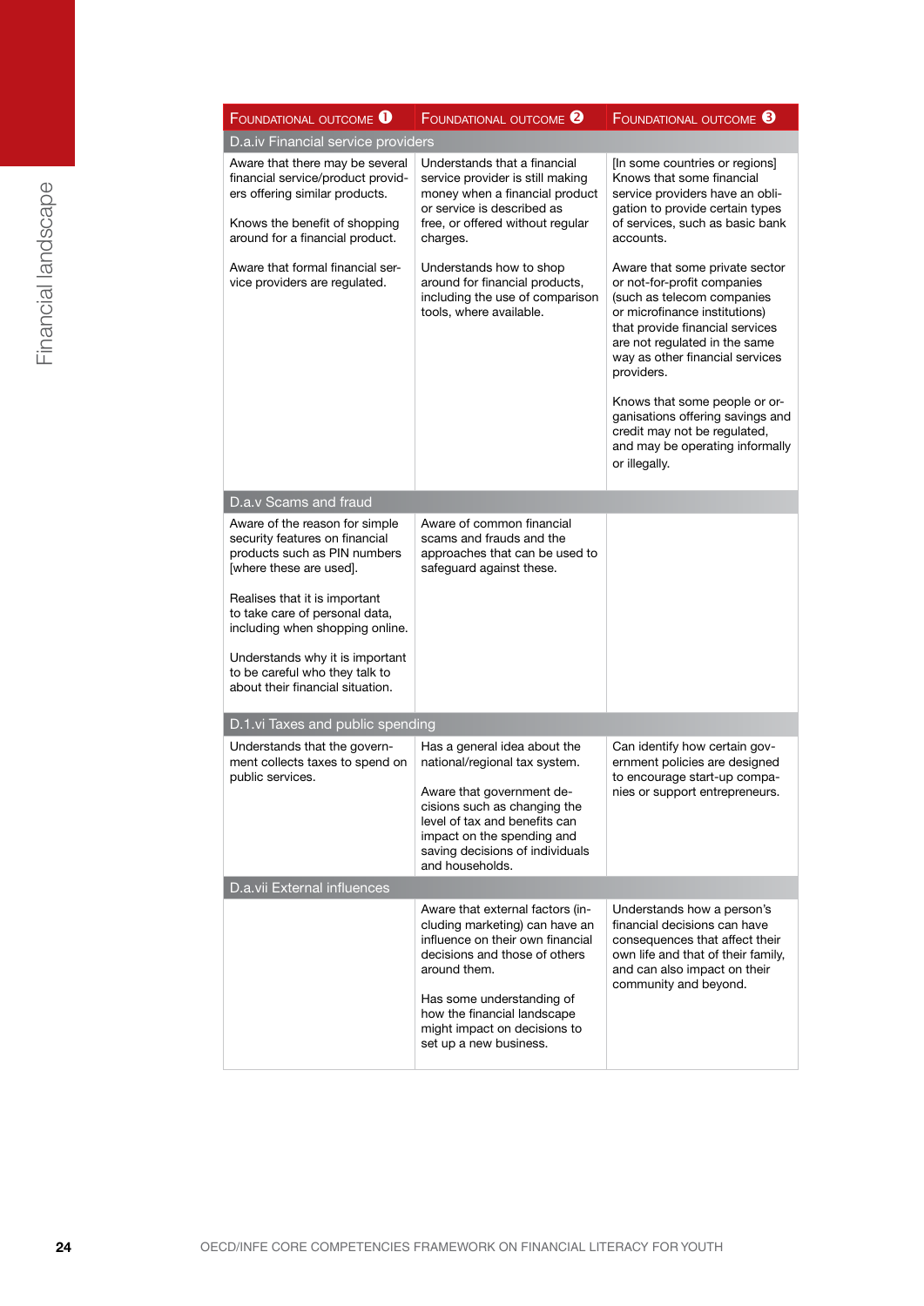| Foundational outcome 1 | Foundational outcome 2 | Foundational outcome 3 |
|---|---|---|
| **D.a.iv Financial service providers** | | |
| Aware that there may be several financial service/product providers offering similar products.<br><br>Knows the benefit of shopping around for a financial product.<br><br>Aware that formal financial service providers are regulated. | Understands that a financial service provider is still making money when a financial product or service is described as free, or offered without regular charges.<br><br>Understands how to shop around for financial products, including the use of comparison tools, where available. | [In some countries or regions] Knows that some financial service providers have an obligation to provide certain types of services, such as basic bank accounts.<br><br>Aware that some private sector or not-for-profit companies (such as telecom companies or microfinance institutions) that provide financial services are not regulated in the same way as other financial services providers.<br><br>Knows that some people or organisations offering savings and credit may not be regulated, and may be operating informally or illegally. |
| **D.a.v Scams and fraud** | | |
| Aware of the reason for simple security features on financial products such as PIN numbers [where these are used].<br><br>Realises that it is important to take care of personal data, including when shopping online.<br><br>Understands why it is important to be careful who they talk to about their financial situation. | Aware of common financial scams and frauds and the approaches that can be used to safeguard against these. | |
| **D.1.vi Taxes and public spending** | | |
| Understands that the government collects taxes to spend on public services. | Has a general idea about the national/regional tax system.<br><br>Aware that government decisions such as changing the level of tax and benefits can impact on the spending and saving decisions of individuals and households. | Can identify how certain government policies are designed to encourage start-up companies or support entrepreneurs. |
| **D.a.vii External influences** | | |
| | Aware that external factors (including marketing) can have an influence on their own financial decisions and those of others around them.<br><br>Has some understanding of how the financial landscape might impact on decisions to set up a new business. | Understands how a person's financial decisions can have consequences that affect their own life and that of their family, and can also impact on their community and beyond. |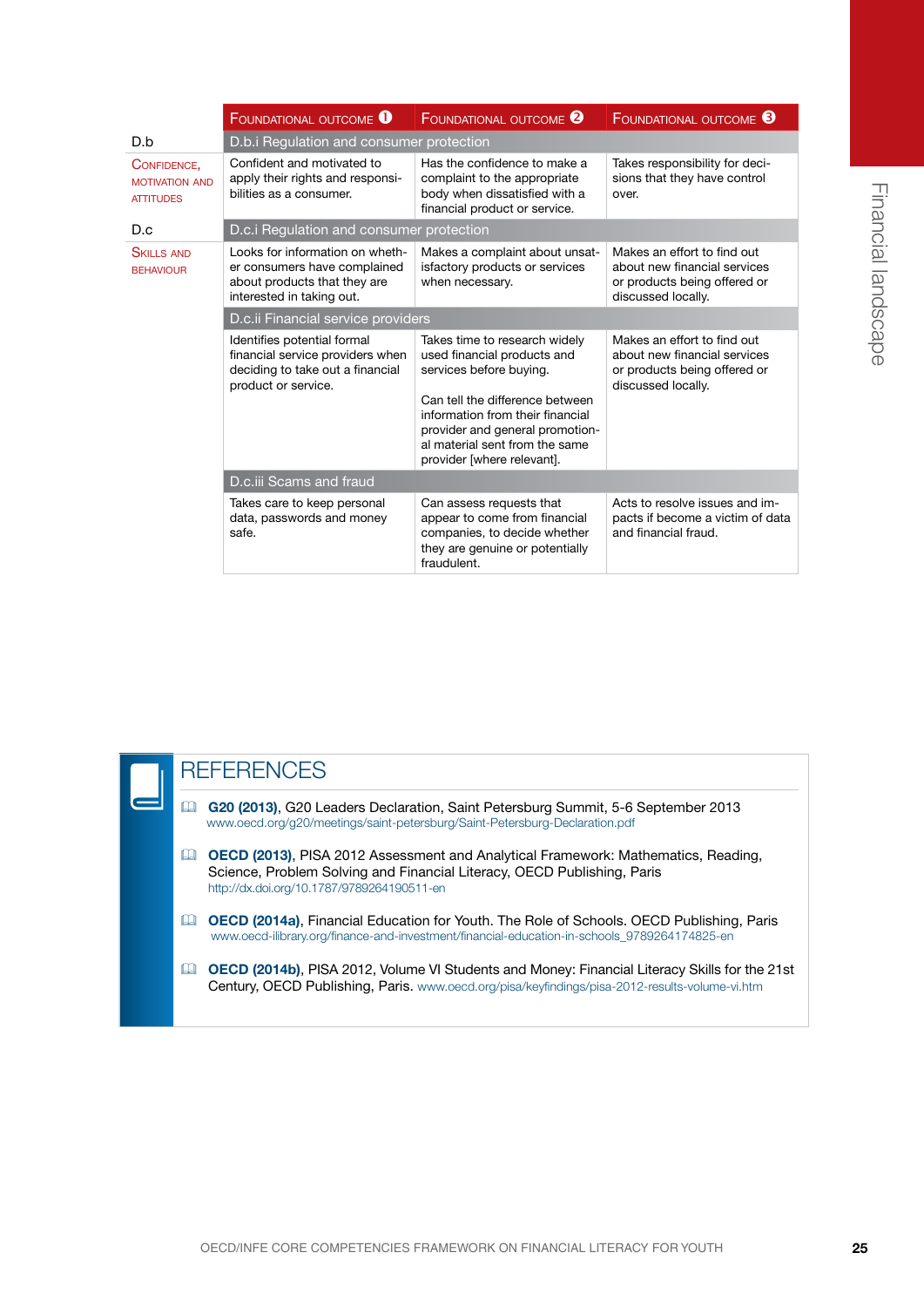| | Foundational outcome 1 | Foundational outcome 2 | Foundational outcome 3 |
|---|---|---|---|
| **D.b** | D.b.i Regulation and consumer protection | | |
| Confidence, motivation and attitudes | Confident and motivated to apply their rights and responsibilities as a consumer. | Has the confidence to make a complaint to the appropriate body when dissatisfied with a financial product or service. | Takes responsibility for decisions that they have control over. |
| **D.c** | D.c.i Regulation and consumer protection | | |
| Skills and behaviour | Looks for information on whether consumers have complained about products that they are interested in taking out. | Makes a complaint about unsatisfactory products or services when necessary. | Makes an effort to find out about new financial services or products being offered or discussed locally. |
| | D.c.ii Financial service providers | | |
| | Identifies potential formal financial service providers when deciding to take out a financial product or service. | Takes time to research widely used financial products and services before buying.<br><br>Can tell the difference between information from their financial provider and general promotional material sent from the same provider [where relevant]. | Makes an effort to find out about new financial services or products being offered or discussed locally. |
| | D.c.iii Scams and fraud | | |
| | Takes care to keep personal data, passwords and money safe. | Can assess requests that appear to come from financial companies, to decide whether they are genuine or potentially fraudulent. | Acts to resolve issues and impacts if become a victim of data and financial fraud. |

## REFERENCES

- **G20 (2013)**, G20 Leaders Declaration, Saint Petersburg Summit, 5-6 September 2013
  www.oecd.org/g20/meetings/saint-petersburg/Saint-Petersburg-Declaration.pdf

- **OECD (2013)**, PISA 2012 Assessment and Analytical Framework: Mathematics, Reading, Science, Problem Solving and Financial Literacy, OECD Publishing, Paris
  http://dx.doi.org/10.1787/9789264190511-en

- **OECD (2014a)**, Financial Education for Youth. The Role of Schools. OECD Publishing, Paris
  www.oecd-ilibrary.org/finance-and-investment/financial-education-in-schools_9789264174825-en

- **OECD (2014b)**, PISA 2012, Volume VI Students and Money: Financial Literacy Skills for the 21st Century, OECD Publishing, Paris. www.oecd.org/pisa/keyfindings/pisa-2012-results-volume-vi.htm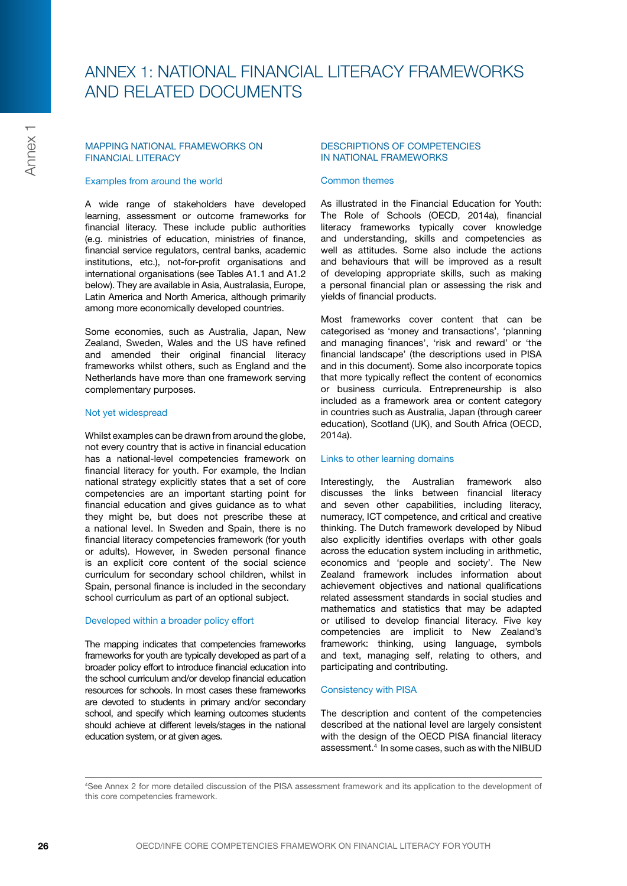# ANNEX 1: NATIONAL FINANCIAL LITERACY FRAMEWORKS AND RELATED DOCUMENTS

## MAPPING NATIONAL FRAMEWORKS ON FINANCIAL LITERACY

### Examples from around the world

A wide range of stakeholders have developed learning, assessment or outcome frameworks for financial literacy. These include public authorities (e.g. ministries of education, ministries of finance, financial service regulators, central banks, academic institutions, etc.), not-for-profit organisations and international organisations (see Tables A1.1 and A1.2 below). They are available in Asia, Australasia, Europe, Latin America and North America, although primarily among more economically developed countries.

Some economies, such as Australia, Japan, New Zealand, Sweden, Wales and the US have refined and amended their original financial literacy frameworks whilst others, such as England and the Netherlands have more than one framework serving complementary purposes.

### Not yet widespread

Whilst examples can be drawn from around the globe, not every country that is active in financial education has a national-level competencies framework on financial literacy for youth. For example, the Indian national strategy explicitly states that a set of core competencies are an important starting point for financial education and gives guidance as to what they might be, but does not prescribe these at a national level. In Sweden and Spain, there is no financial literacy competencies framework (for youth or adults). However, in Sweden personal finance is an explicit core content of the social science curriculum for secondary school children, whilst in Spain, personal finance is included in the secondary school curriculum as part of an optional subject.

### Developed within a broader policy effort

The mapping indicates that competencies frameworks frameworks for youth are typically developed as part of a broader policy effort to introduce financial education into the school curriculum and/or develop financial education resources for schools. In most cases these frameworks are devoted to students in primary and/or secondary school, and specify which learning outcomes students should achieve at different levels/stages in the national education system, or at given ages.

## DESCRIPTIONS OF COMPETENCIES IN NATIONAL FRAMEWORKS

### Common themes

As illustrated in the Financial Education for Youth: The Role of Schools (OECD, 2014a), financial literacy frameworks typically cover knowledge and understanding, skills and competencies as well as attitudes. Some also include the actions and behaviours that will be improved as a result of developing appropriate skills, such as making a personal financial plan or assessing the risk and yields of financial products.

Most frameworks cover content that can be categorised as 'money and transactions', 'planning and managing finances', 'risk and reward' or 'the financial landscape' (the descriptions used in PISA and in this document). Some also incorporate topics that more typically reflect the content of economics or business curricula. Entrepreneurship is also included as a framework area or content category in countries such as Australia, Japan (through career education), Scotland (UK), and South Africa (OECD, 2014a).

### Links to other learning domains

Interestingly, the Australian framework also discusses the links between financial literacy and seven other capabilities, including literacy, numeracy, ICT competence, and critical and creative thinking. The Dutch framework developed by Nibud also explicitly identifies overlaps with other goals across the education system including in arithmetic, economics and 'people and society'. The New Zealand framework includes information about achievement objectives and national qualifications related assessment standards in social studies and mathematics and statistics that may be adapted or utilised to develop financial literacy. Five key competencies are implicit to New Zealand's framework: thinking, using language, symbols and text, managing self, relating to others, and participating and contributing.

### Consistency with PISA

The description and content of the competencies described at the national level are largely consistent with the design of the OECD PISA financial literacy assessment.[4] In some cases, such as with the NIBUD

[4]See Annex 2 for more detailed discussion of the PISA assessment framework and its application to the development of this core competencies framework.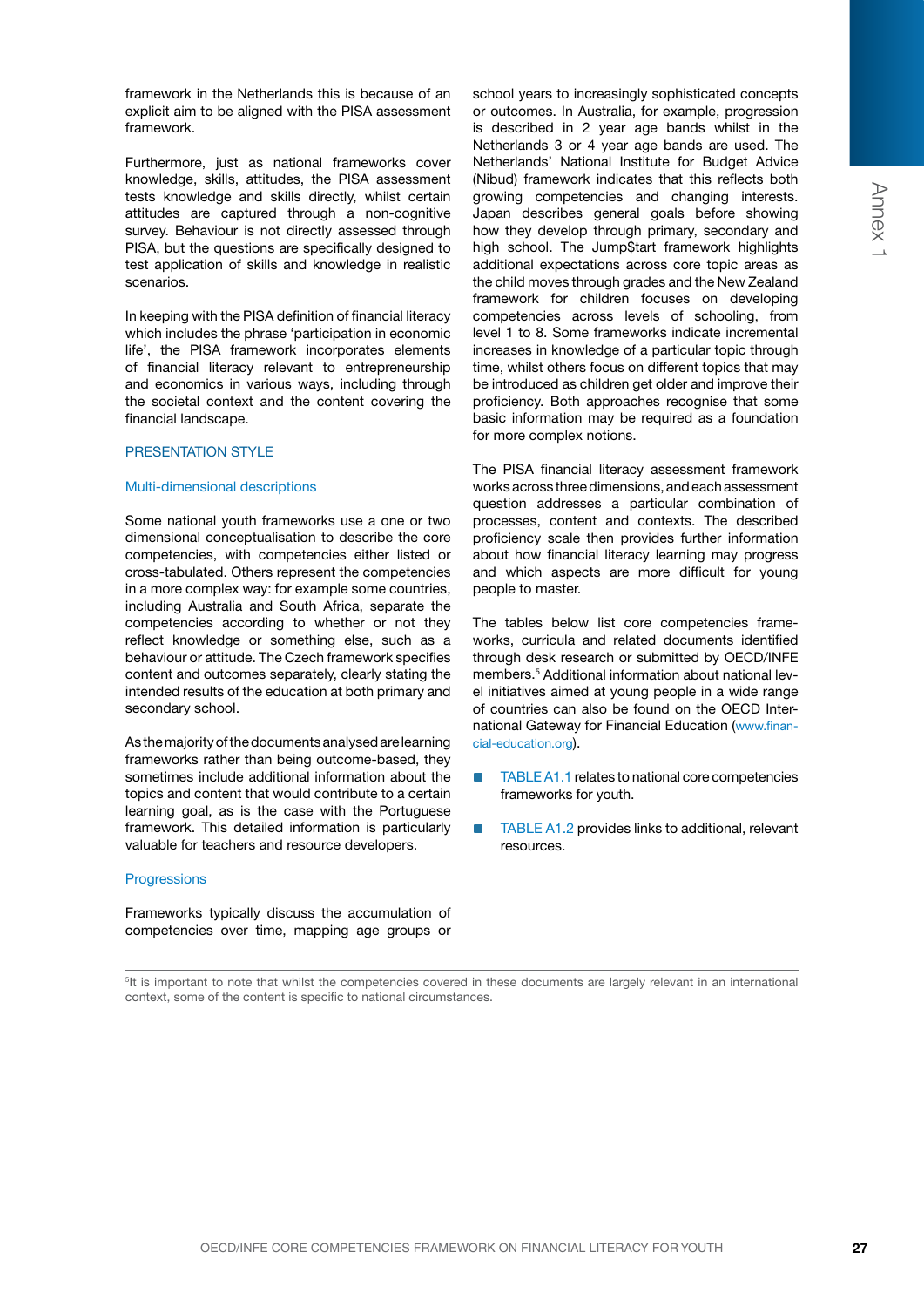framework in the Netherlands this is because of an explicit aim to be aligned with the PISA assessment framework.

Furthermore, just as national frameworks cover knowledge, skills, attitudes, the PISA assessment tests knowledge and skills directly, whilst certain attitudes are captured through a non-cognitive survey. Behaviour is not directly assessed through PISA, but the questions are specifically designed to test application of skills and knowledge in realistic scenarios.

In keeping with the PISA definition of financial literacy which includes the phrase 'participation in economic life', the PISA framework incorporates elements of financial literacy relevant to entrepreneurship and economics in various ways, including through the societal context and the content covering the financial landscape.

## PRESENTATION STYLE

### Multi-dimensional descriptions

Some national youth frameworks use a one or two dimensional conceptualisation to describe the core competencies, with competencies either listed or cross-tabulated. Others represent the competencies in a more complex way: for example some countries, including Australia and South Africa, separate the competencies according to whether or not they reflect knowledge or something else, such as a behaviour or attitude. The Czech framework specifies content and outcomes separately, clearly stating the intended results of the education at both primary and secondary school.

As the majority of the documents analysed are learning frameworks rather than being outcome-based, they sometimes include additional information about the topics and content that would contribute to a certain learning goal, as is the case with the Portuguese framework. This detailed information is particularly valuable for teachers and resource developers.

### Progressions

Frameworks typically discuss the accumulation of competencies over time, mapping age groups or school years to increasingly sophisticated concepts or outcomes. In Australia, for example, progression is described in 2 year age bands whilst in the Netherlands 3 or 4 year age bands are used. The Netherlands' National Institute for Budget Advice (Nibud) framework indicates that this reflects both growing competencies and changing interests. Japan describes general goals before showing how they develop through primary, secondary and high school. The Jump$tart framework highlights additional expectations across core topic areas as the child moves through grades and the New Zealand framework for children focuses on developing competencies across levels of schooling, from level 1 to 8. Some frameworks indicate incremental increases in knowledge of a particular topic through time, whilst others focus on different topics that may be introduced as children get older and improve their proficiency. Both approaches recognise that some basic information may be required as a foundation for more complex notions.

The PISA financial literacy assessment framework works across three dimensions, and each assessment question addresses a particular combination of processes, content and contexts. The described proficiency scale then provides further information about how financial literacy learning may progress and which aspects are more difficult for young people to master.

The tables below list core competencies frameworks, curricula and related documents identified through desk research or submitted by OECD/INFE members.[5] Additional information about national level initiatives aimed at young people in a wide range of countries can also be found on the OECD International Gateway for Financial Education (www.financial-education.org).

- TABLE A1.1 relates to national core competencies frameworks for youth.
- TABLE A1.2 provides links to additional, relevant resources.

[5] It is important to note that whilst the competencies covered in these documents are largely relevant in an international context, some of the content is specific to national circumstances.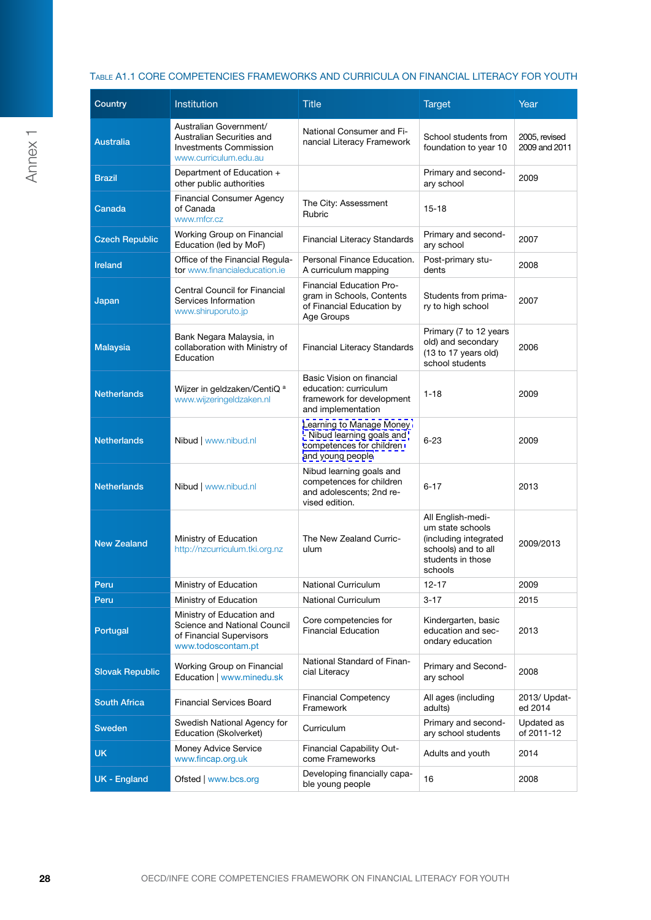Table A1.1 Core competencies frameworks and curricula on financial literacy for youth

| Country | Institution | Title | Target | Year |
|---|---|---|---|---|
| Australia | Australian Government/ Australian Securities and Investments Commission www.curriculum.edu.au | National Consumer and Financial Literacy Framework | School students from foundation to year 10 | 2005, revised 2009 and 2011 |
| Brazil | Department of Education + other public authorities | | Primary and secondary school | 2009 |
| Canada | Financial Consumer Agency of Canada www.mfcr.cz | The City: Assessment Rubric | 15-18 | |
| Czech Republic | Working Group on Financial Education (led by MoF) | Financial Literacy Standards | Primary and secondary school | 2007 |
| Ireland | Office of the Financial Regulator www.financialeducation.ie | Personal Finance Education. A curriculum mapping | Post-primary students | 2008 |
| Japan | Central Council for Financial Services Information www.shiruporuto.jp | Financial Education Program in Schools, Contents of Financial Education by Age Groups | Students from primary to high school | 2007 |
| Malaysia | Bank Negara Malaysia, in collaboration with Ministry of Education | Financial Literacy Standards | Primary (7 to 12 years old) and secondary (13 to 17 years old) school students | 2006 |
| Netherlands | Wijzer in geldzaken/CentiQ [a] www.wijzeringeldzaken.nl | Basic Vision on financial education: curriculum framework for development and implementation | 1-18 | 2009 |
| Netherlands | Nibud \| www.nibud.nl | Learning to Manage Money - Nibud learning goals and competences for children and young people | 6-23 | 2009 |
| Netherlands | Nibud \| www.nibud.nl | Nibud learning goals and competences for children and adolescents; 2nd revised edition. | 6-17 | 2013 |
| New Zealand | Ministry of Education http://nzcurriculum.tki.org.nz | The New Zealand Curriculum | All English-medium state schools (including integrated schools) and to all students in those schools | 2009/2013 |
| Peru | Ministry of Education | National Curriculum | 12-17 | 2009 |
| Peru | Ministry of Education | National Curriculum | 3-17 | 2015 |
| Portugal | Ministry of Education and Science and National Council of Financial Supervisors www.todoscontam.pt | Core competencies for Financial Education | Kindergarten, basic education and secondary education | 2013 |
| Slovak Republic | Working Group on Financial Education \| www.minedu.sk | National Standard of Financial Literacy | Primary and Secondary School | 2008 |
| South Africa | Financial Services Board | Financial Competency Framework | All ages (including adults) | 2013/ Updated 2014 |
| Sweden | Swedish National Agency for Education (Skolverket) | Curriculum | Primary and secondary school students | Updated as of 2011-12 |
| UK | Money Advice Service www.fincap.org.uk | Financial Capability Outcome Frameworks | Adults and youth | 2014 |
| UK - England | Ofsted \| www.bcs.org | Developing financially capable young people | 16 | 2008 |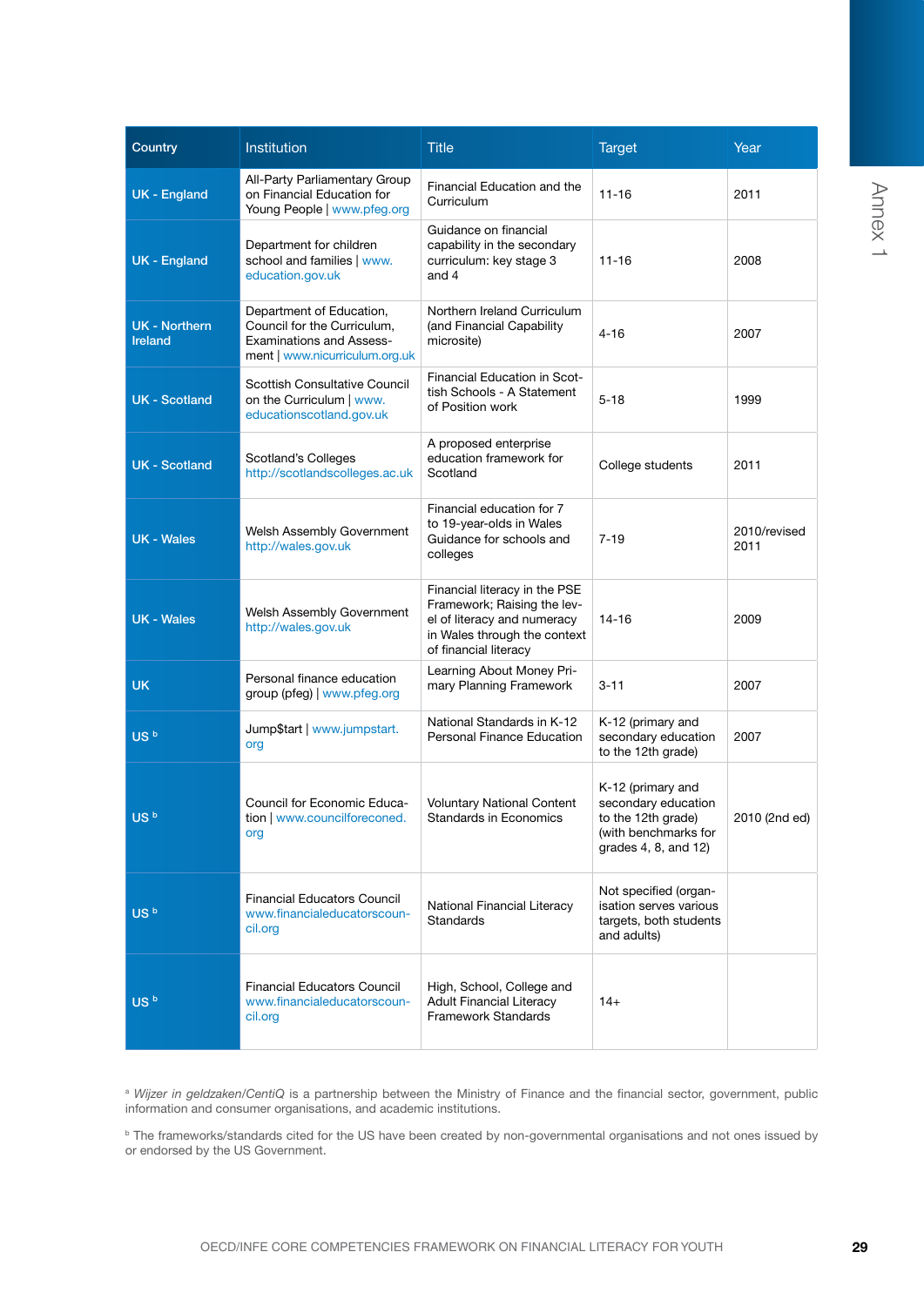| Country | Institution | Title | Target | Year |
|---|---|---|---|---|
| UK - England | All-Party Parliamentary Group on Financial Education for Young People \| www.pfeg.org | Financial Education and the Curriculum | 11-16 | 2011 |
| UK - England | Department for children school and families \| www.education.gov.uk | Guidance on financial capability in the secondary curriculum: key stage 3 and 4 | 11-16 | 2008 |
| UK - Northern Ireland | Department of Education, Council for the Curriculum, Examinations and Assessment \| www.nicurriculum.org.uk | Northern Ireland Curriculum (and Financial Capability microsite) | 4-16 | 2007 |
| UK - Scotland | Scottish Consultative Council on the Curriculum \| www.educationscotland.gov.uk | Financial Education in Scottish Schools - A Statement of Position work | 5-18 | 1999 |
| UK - Scotland | Scotland's Colleges http://scotlandscolleges.ac.uk | A proposed enterprise education framework for Scotland | College students | 2011 |
| UK - Wales | Welsh Assembly Government http://wales.gov.uk | Financial education for 7 to 19-year-olds in Wales Guidance for schools and colleges | 7-19 | 2010/revised 2011 |
| UK - Wales | Welsh Assembly Government http://wales.gov.uk | Financial literacy in the PSE Framework; Raising the level of literacy and numeracy in Wales through the context of financial literacy | 14-16 | 2009 |
| UK | Personal finance education group (pfeg) \| www.pfeg.org | Learning About Money Primary Planning Framework | 3-11 | 2007 |
| US [b] | Jump$tart \| www.jumpstart.org | National Standards in K-12 Personal Finance Education | K-12 (primary and secondary education to the 12th grade) | 2007 |
| US [b] | Council for Economic Education \| www.councilforeconed.org | Voluntary National Content Standards in Economics | K-12 (primary and secondary education to the 12th grade) (with benchmarks for grades 4, 8, and 12) | 2010 (2nd ed) |
| US [b] | Financial Educators Council www.financialeducatorscouncil.org | National Financial Literacy Standards | Not specified (organisation serves various targets, both students and adults) | |
| US [b] | Financial Educators Council www.financialeducatorscouncil.org | High, School, College and Adult Financial Literacy Framework Standards | 14+ | |

[a] *Wijzer in geldzaken/CentiQ* is a partnership between the Ministry of Finance and the financial sector, government, public information and consumer organisations, and academic institutions.

[b] The frameworks/standards cited for the US have been created by non-governmental organisations and not ones issued by or endorsed by the US Government.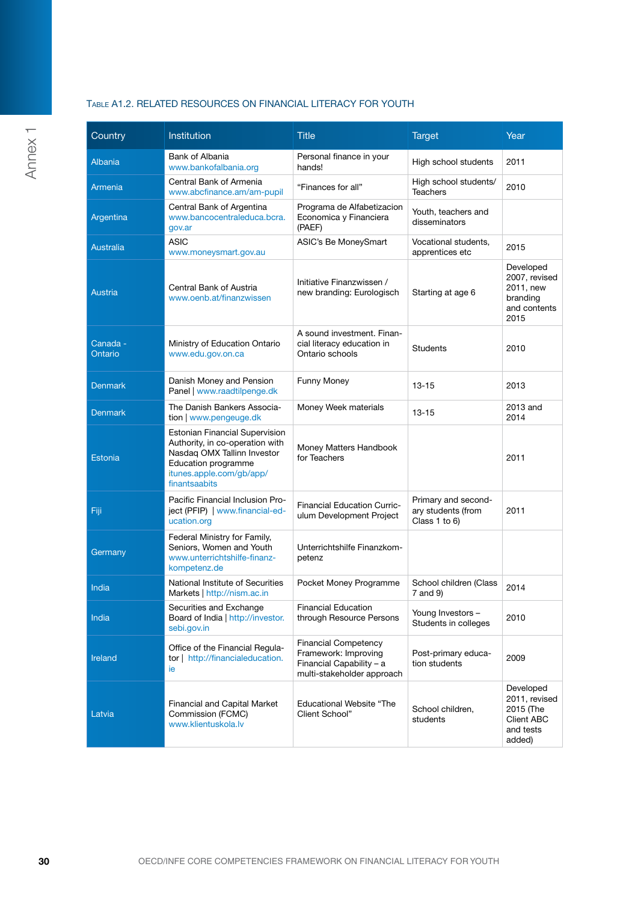Table A1.2. Related resources on financial literacy for youth

| Country | Institution | Title | Target | Year |
|---|---|---|---|---|
| Albania | Bank of Albania www.bankofalbania.org | Personal finance in your hands! | High school students | 2011 |
| Armenia | Central Bank of Armenia www.abcfinance.am/am-pupil | "Finances for all" | High school students/ Teachers | 2010 |
| Argentina | Central Bank of Argentina www.bancocentraleduca.bcra.gov.ar | Programa de Alfabetizacion Economica y Financiera (PAEF) | Youth, teachers and disseminators | |
| Australia | ASIC www.moneysmart.gov.au | ASIC's Be MoneySmart | Vocational students, apprentices etc | 2015 |
| Austria | Central Bank of Austria www.oenb.at/finanzwissen | Initiative Finanzwissen / new branding: Eurologisch | Starting at age 6 | Developed 2007, revised 2011, new branding and contents 2015 |
| Canada - Ontario | Ministry of Education Ontario www.edu.gov.on.ca | A sound investment. Financial literacy education in Ontario schools | Students | 2010 |
| Denmark | Danish Money and Pension Panel \| www.raadtilpenge.dk | Funny Money | 13-15 | 2013 |
| Denmark | The Danish Bankers Association \| www.pengeuge.dk | Money Week materials | 13-15 | 2013 and 2014 |
| Estonia | Estonian Financial Supervision Authority, in co-operation with Nasdaq OMX Tallinn Investor Education programme itunes.apple.com/gb/app/finantsaabits | Money Matters Handbook for Teachers | | 2011 |
| Fiji | Pacific Financial Inclusion Project (PFIP) \| www.financial-education.org | Financial Education Curriculum Development Project | Primary and secondary students (from Class 1 to 6) | 2011 |
| Germany | Federal Ministry for Family, Seniors, Women and Youth www.unterrichtshilfe-finanzkompetenz.de | Unterrichtshilfe Finanzkompetenz | | |
| India | National Institute of Securities Markets \| http://nism.ac.in | Pocket Money Programme | School children (Class 7 and 9) | 2014 |
| India | Securities and Exchange Board of India \| http://investor.sebi.gov.in | Financial Education through Resource Persons | Young Investors – Students in colleges | 2010 |
| Ireland | Office of the Financial Regulator \| http://financialeducation.ie | Financial Competency Framework: Improving Financial Capability – a multi-stakeholder approach | Post-primary education students | 2009 |
| Latvia | Financial and Capital Market Commission (FCMC) www.klientuskola.lv | Educational Website "The Client School" | School children, students | Developed 2011, revised 2015 (The Client ABC and tests added) |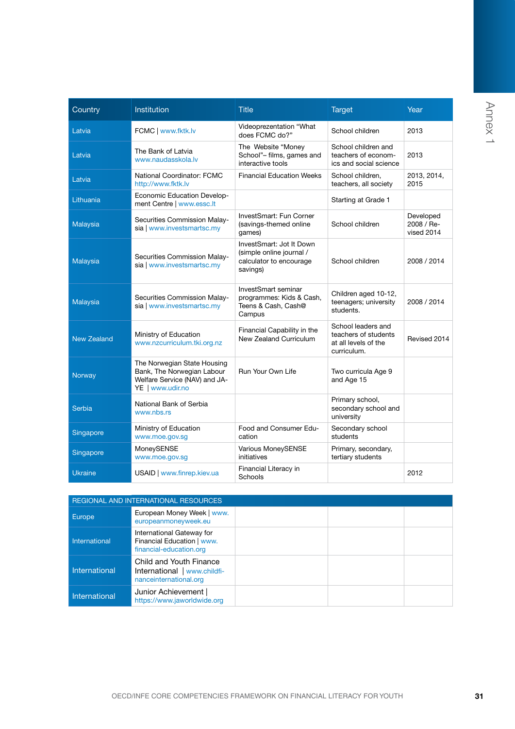| Country | Institution | Title | Target | Year |
|---|---|---|---|---|
| Latvia | FCMC \| www.fktk.lv | Videoprezentation "What does FCMC do?" | School children | 2013 |
| Latvia | The Bank of Latvia www.naudasskola.lv | The Website "Money School"– films, games and interactive tools | School children and teachers of economics and social science | 2013 |
| Latvia | National Coordinator: FCMC http://www.fktk.lv | Financial Education Weeks | School children, teachers, all society | 2013, 2014, 2015 |
| Lithuania | Economic Education Development Centre \| www.essc.lt | | Starting at Grade 1 | |
| Malaysia | Securities Commission Malaysia \| www.investsmartsc.my | InvestSmart: Fun Corner (savings-themed online games) | School children | Developed 2008 / Revised 2014 |
| Malaysia | Securities Commission Malaysia \| www.investsmartsc.my | InvestSmart: Jot It Down (simple online journal / calculator to encourage savings) | School children | 2008 / 2014 |
| Malaysia | Securities Commission Malaysia \| www.investsmartsc.my | InvestSmart seminar programmes: Kids & Cash, Teens & Cash, Cash@ Campus | Children aged 10-12, teenagers; university students. | 2008 / 2014 |
| New Zealand | Ministry of Education www.nzcurriculum.tki.org.nz | Financial Capability in the New Zealand Curriculum | School leaders and teachers of students at all levels of the curriculum. | Revised 2014 |
| Norway | The Norwegian State Housing Bank, The Norwegian Labour Welfare Service (NAV) and JA-YE \| www.udir.no | Run Your Own Life | Two curricula Age 9 and Age 15 | |
| Serbia | National Bank of Serbia www.nbs.rs | | Primary school, secondary school and university | |
| Singapore | Ministry of Education www.moe.gov.sg | Food and Consumer Education | Secondary school students | |
| Singapore | MoneySENSE www.moe.gov.sg | Various MoneySENSE initiatives | Primary, secondary, tertiary students | |
| Ukraine | USAID \| www.finrep.kiev.ua | Financial Literacy in Schools | | 2012 |
| REGIONAL AND INTERNATIONAL RESOURCES | | | | |
| Europe | European Money Week \| www.europeanmoneyweek.eu | | | |
| International | International Gateway for Financial Education \| www.financial-education.org | | | |
| International | Child and Youth Finance International \| www.childfinanceinternational.org | | | |
| International | Junior Achievement \| https://www.jaworldwide.org | | | |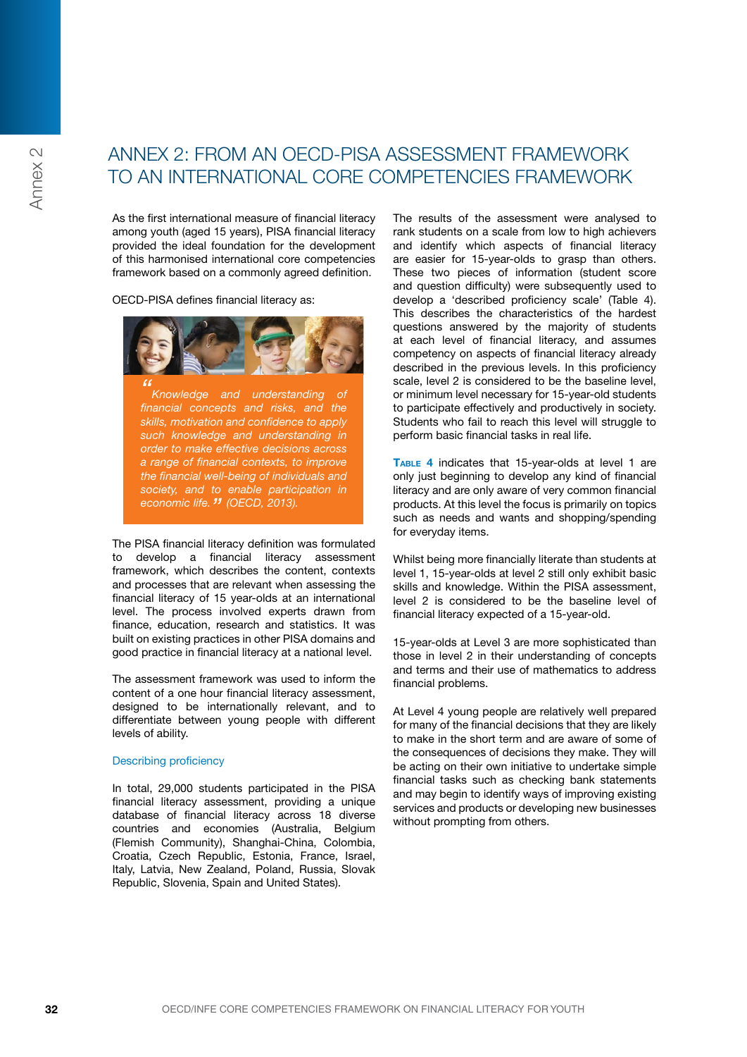# ANNEX 2: FROM AN OECD-PISA ASSESSMENT FRAMEWORK TO AN INTERNATIONAL CORE COMPETENCIES FRAMEWORK

As the first international measure of financial literacy among youth (aged 15 years), PISA financial literacy provided the ideal foundation for the development of this harmonised international core competencies framework based on a commonly agreed definition.

OECD-PISA defines financial literacy as:

> *"Knowledge and understanding of financial concepts and risks, and the skills, motivation and confidence to apply such knowledge and understanding in order to make effective decisions across a range of financial contexts, to improve the financial well-being of individuals and society, and to enable participation in economic life."* (OECD, 2013).

The PISA financial literacy definition was formulated to develop a financial literacy assessment framework, which describes the content, contexts and processes that are relevant when assessing the financial literacy of 15 year-olds at an international level. The process involved experts drawn from finance, education, research and statistics. It was built on existing practices in other PISA domains and good practice in financial literacy at a national level.

The assessment framework was used to inform the content of a one hour financial literacy assessment, designed to be internationally relevant, and to differentiate between young people with different levels of ability.

### Describing proficiency

In total, 29,000 students participated in the PISA financial literacy assessment, providing a unique database of financial literacy across 18 diverse countries and economies (Australia, Belgium (Flemish Community), Shanghai-China, Colombia, Croatia, Czech Republic, Estonia, France, Israel, Italy, Latvia, New Zealand, Poland, Russia, Slovak Republic, Slovenia, Spain and United States).

The results of the assessment were analysed to rank students on a scale from low to high achievers and identify which aspects of financial literacy are easier for 15-year-olds to grasp than others. These two pieces of information (student score and question difficulty) were subsequently used to develop a 'described proficiency scale' (Table 4). This describes the characteristics of the hardest questions answered by the majority of students at each level of financial literacy, and assumes competency on aspects of financial literacy already described in the previous levels. In this proficiency scale, level 2 is considered to be the baseline level, or minimum level necessary for 15-year-old students to participate effectively and productively in society. Students who fail to reach this level will struggle to perform basic financial tasks in real life.

**Table 4** indicates that 15-year-olds at level 1 are only just beginning to develop any kind of financial literacy and are only aware of very common financial products. At this level the focus is primarily on topics such as needs and wants and shopping/spending for everyday items.

Whilst being more financially literate than students at level 1, 15-year-olds at level 2 still only exhibit basic skills and knowledge. Within the PISA assessment, level 2 is considered to be the baseline level of financial literacy expected of a 15-year-old.

15-year-olds at Level 3 are more sophisticated than those in level 2 in their understanding of concepts and terms and their use of mathematics to address financial problems.

At Level 4 young people are relatively well prepared for many of the financial decisions that they are likely to make in the short term and are aware of some of the consequences of decisions they make. They will be acting on their own initiative to undertake simple financial tasks such as checking bank statements and may begin to identify ways of improving existing services and products or developing new businesses without prompting from others.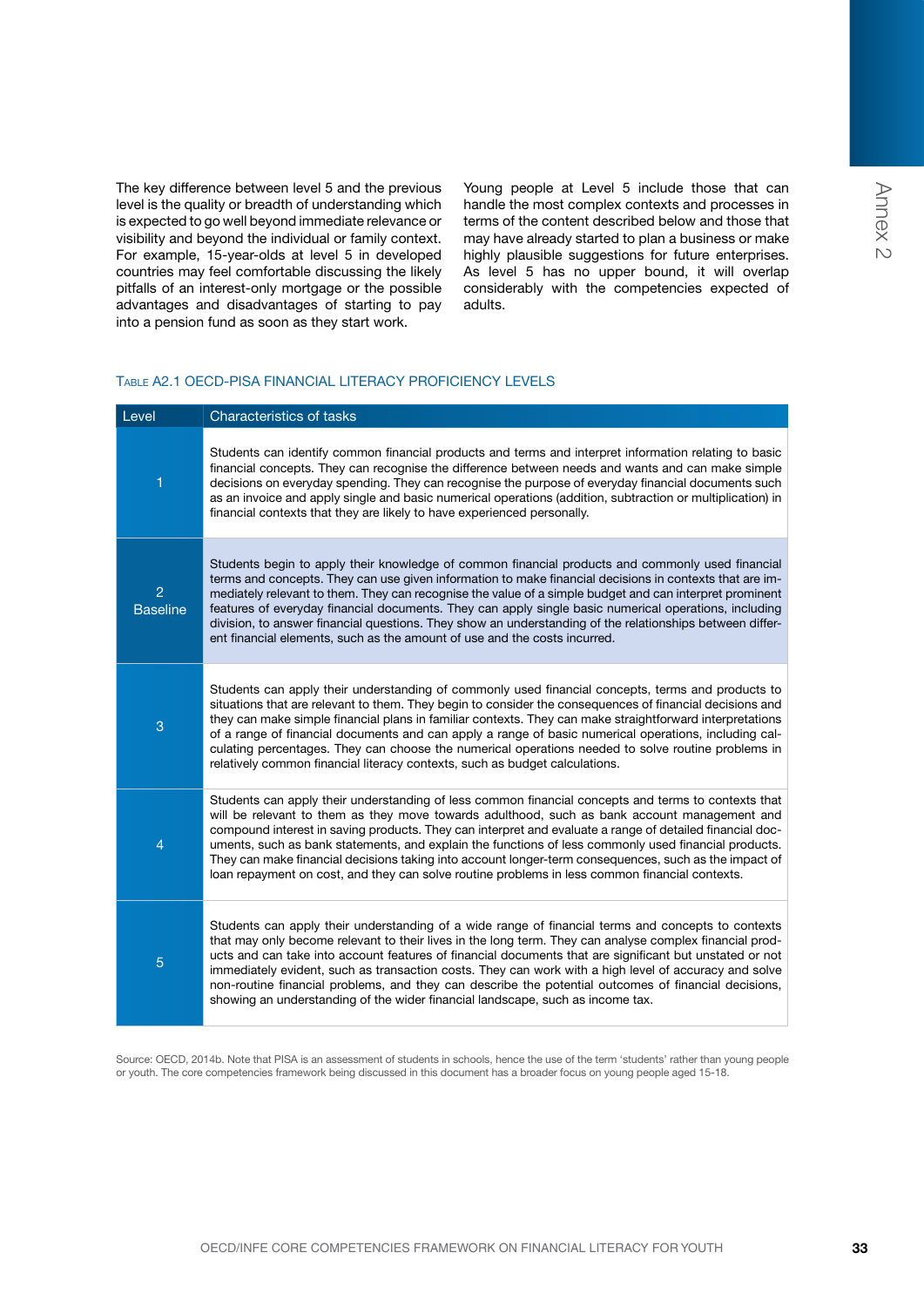The key difference between level 5 and the previous level is the quality or breadth of understanding which is expected to go well beyond immediate relevance or visibility and beyond the individual or family context. For example, 15-year-olds at level 5 in developed countries may feel comfortable discussing the likely pitfalls of an interest-only mortgage or the possible advantages and disadvantages of starting to pay into a pension fund as soon as they start work.

Young people at Level 5 include those that can handle the most complex contexts and processes in terms of the content described below and those that may have already started to plan a business or make highly plausible suggestions for future enterprises. As level 5 has no upper bound, it will overlap considerably with the competencies expected of adults.

TABLE A2.1 OECD-PISA FINANCIAL LITERACY PROFICIENCY LEVELS

| Level | Characteristics of tasks |
|---|---|
| 1 | Students can identify common financial products and terms and interpret information relating to basic financial concepts. They can recognise the difference between needs and wants and can make simple decisions on everyday spending. They can recognise the purpose of everyday financial documents such as an invoice and apply single and basic numerical operations (addition, subtraction or multiplication) in financial contexts that they are likely to have experienced personally. |
| 2 Baseline | Students begin to apply their knowledge of common financial products and commonly used financial terms and concepts. They can use given information to make financial decisions in contexts that are immediately relevant to them. They can recognise the value of a simple budget and can interpret prominent features of everyday financial documents. They can apply single basic numerical operations, including division, to answer financial questions. They show an understanding of the relationships between different financial elements, such as the amount of use and the costs incurred. |
| 3 | Students can apply their understanding of commonly used financial concepts, terms and products to situations that are relevant to them. They begin to consider the consequences of financial decisions and they can make simple financial plans in familiar contexts. They can make straightforward interpretations of a range of financial documents and can apply a range of basic numerical operations, including calculating percentages. They can choose the numerical operations needed to solve routine problems in relatively common financial literacy contexts, such as budget calculations. |
| 4 | Students can apply their understanding of less common financial concepts and terms to contexts that will be relevant to them as they move towards adulthood, such as bank account management and compound interest in saving products. They can interpret and evaluate a range of detailed financial documents, such as bank statements, and explain the functions of less commonly used financial products. They can make financial decisions taking into account longer-term consequences, such as the impact of loan repayment on cost, and they can solve routine problems in less common financial contexts. |
| 5 | Students can apply their understanding of a wide range of financial terms and concepts to contexts that may only become relevant to their lives in the long term. They can analyse complex financial products and can take into account features of financial documents that are significant but unstated or not immediately evident, such as transaction costs. They can work with a high level of accuracy and solve non-routine financial problems, and they can describe the potential outcomes of financial decisions, showing an understanding of the wider financial landscape, such as income tax. |

Source: OECD, 2014b. Note that PISA is an assessment of students in schools, hence the use of the term 'students' rather than young people or youth. The core competencies framework being discussed in this document has a broader focus on young people aged 15-18.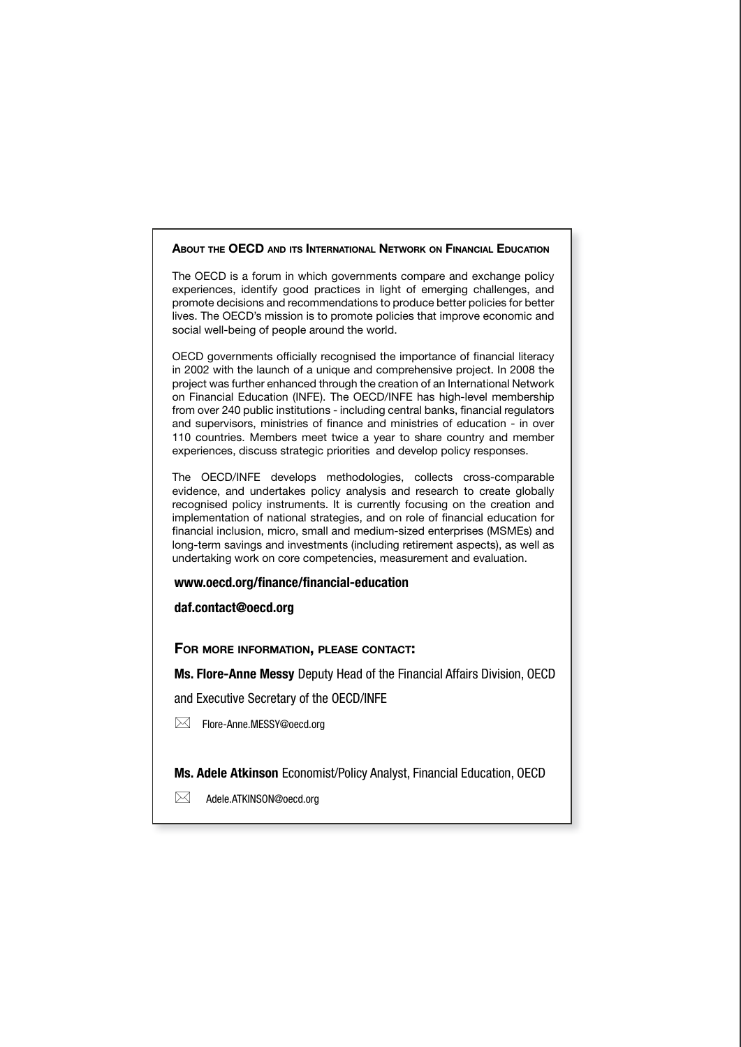## About the OECD and its International Network on Financial Education

The OECD is a forum in which governments compare and exchange policy experiences, identify good practices in light of emerging challenges, and promote decisions and recommendations to produce better policies for better lives. The OECD's mission is to promote policies that improve economic and social well-being of people around the world.

OECD governments officially recognised the importance of financial literacy in 2002 with the launch of a unique and comprehensive project. In 2008 the project was further enhanced through the creation of an International Network on Financial Education (INFE). The OECD/INFE has high-level membership from over 240 public institutions - including central banks, financial regulators and supervisors, ministries of finance and ministries of education - in over 110 countries. Members meet twice a year to share country and member experiences, discuss strategic priorities and develop policy responses.

The OECD/INFE develops methodologies, collects cross-comparable evidence, and undertakes policy analysis and research to create globally recognised policy instruments. It is currently focusing on the creation and implementation of national strategies, and on role of financial education for financial inclusion, micro, small and medium-sized enterprises (MSMEs) and long-term savings and investments (including retirement aspects), as well as undertaking work on core competencies, measurement and evaluation.

**www.oecd.org/finance/financial-education**

**daf.contact@oecd.org**

### For more information, please contact:

**Ms. Flore-Anne Messy** Deputy Head of the Financial Affairs Division, OECD and Executive Secretary of the OECD/INFE

✉ Flore-Anne.MESSY@oecd.org

**Ms. Adele Atkinson** Economist/Policy Analyst, Financial Education, OECD

✉ Adele.ATKINSON@oecd.org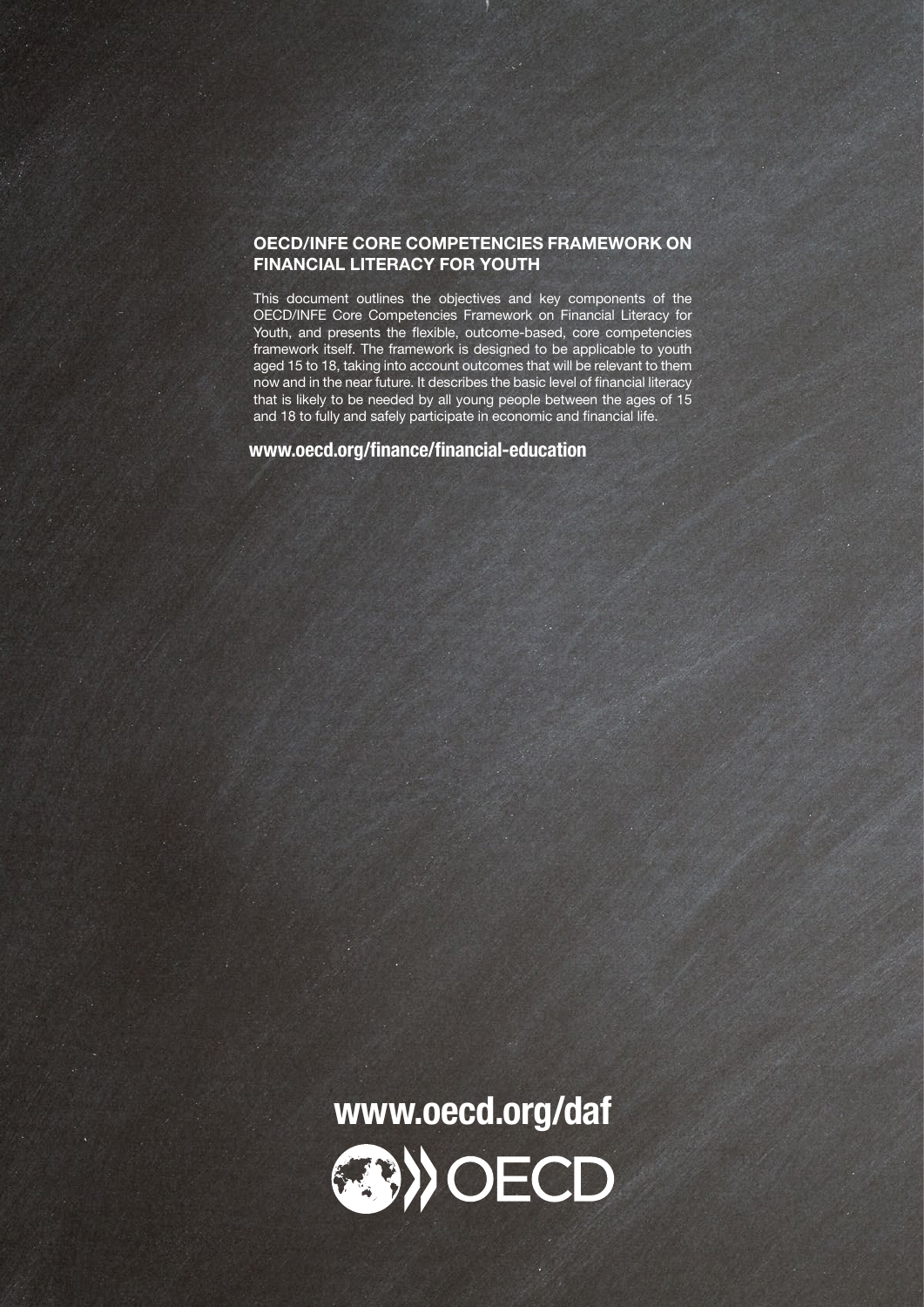## OECD/INFE CORE COMPETENCIES FRAMEWORK ON FINANCIAL LITERACY FOR YOUTH

This document outlines the objectives and key components of the OECD/INFE Core Competencies Framework on Financial Literacy for Youth, and presents the flexible, outcome-based, core competencies framework itself. The framework is designed to be applicable to youth aged 15 to 18, taking into account outcomes that will be relevant to them now and in the near future. It describes the basic level of financial literacy that is likely to be needed by all young people between the ages of 15 and 18 to fully and safely participate in economic and financial life.

**www.oecd.org/finance/financial-education**

**www.oecd.org/daf**

OECD